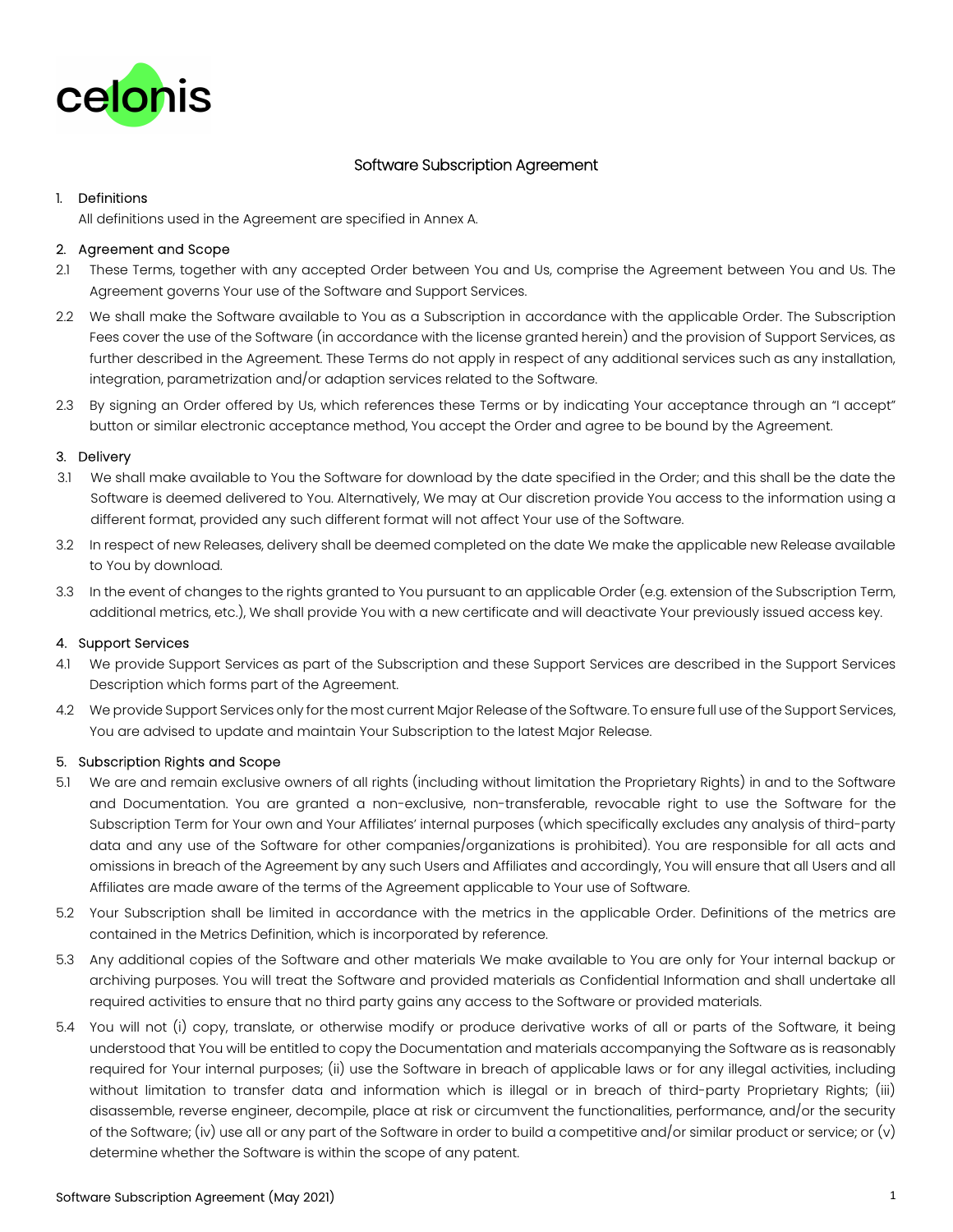celonis

# Software Subscription Agreement

## 1. Definitions

All definitions used in the Agreement are specified in Annex A.

## 2. Agreement and Scope

2.1 These Terms, together with any accepted Order between You and Us, comprise the Agreement between You and Us. The Agreement governs Your use of the Software and Support Services.

2.2 We shall make the Software available to You as a Subscription in accordance with the applicable Order. The Subscription Fees cover the use of the Software (in accordance with the license granted herein) and the provision of Support Services, as further described in the Agreement. These Terms do not apply in respect of any additional services such as any installation, integration, parametrization and/or adaption services related to the Software.

2.3 By signing an Order offered by Us, which references these Terms or by indicating Your acceptance through an "I accept" button or similar electronic acceptance method, You accept the Order and agree to be bound by the Agreement.

## 3. Delivery

3.1 We shall make available to You the Software for download by the date specified in the Order; and this shall be the date the Software is deemed delivered to You. Alternatively, We may at Our discretion provide You access to the information using a different format, provided any such different format will not affect Your use of the Software.

3.2 In respect of new Releases, delivery shall be deemed completed on the date We make the applicable new Release available to You by download.

3.3 In the event of changes to the rights granted to You pursuant to an applicable Order (e.g. extension of the Subscription Term, additional metrics, etc.), We shall provide You with a new certificate and will deactivate Your previously issued access key.

## 4. Support Services

4.1 We provide Support Services as part of the Subscription and these Support Services are described in the Support Services Description which forms part of the Agreement.

4.2 We provide Support Services only for the most current Major Release of the Software. To ensure full use of the Support Services, You are advised to update and maintain Your Subscription to the latest Major Release.

## 5. Subscription Rights and Scope

5.1 We are and remain exclusive owners of all rights (including without limitation the Proprietary Rights) in and to the Software and Documentation. You are granted a non-exclusive, non-transferable, revocable right to use the Software for the Subscription Term for Your own and Your Affiliates' internal purposes (which specifically excludes any analysis of third-party data and any use of the Software for other companies/organizations is prohibited). You are responsible for all acts and omissions in breach of the Agreement by any such Users and Affiliates and accordingly, You will ensure that all Users and all Affiliates are made aware of the terms of the Agreement applicable to Your use of Software.

5.2 Your Subscription shall be limited in accordance with the metrics in the applicable Order. Definitions of the metrics are contained in the Metrics Definition, which is incorporated by reference.

5.3 Any additional copies of the Software and other materials We make available to You are only for Your internal backup or archiving purposes. You will treat the Software and provided materials as Confidential Information and shall undertake all required activities to ensure that no third party gains any access to the Software or provided materials.

5.4 You will not (i) copy, translate, or otherwise modify or produce derivative works of all or parts of the Software, it being understood that You will be entitled to copy the Documentation and materials accompanying the Software as is reasonably required for Your internal purposes; (ii) use the Software in breach of applicable laws or for any illegal activities, including without limitation to transfer data and information which is illegal or in breach of third-party Proprietary Rights; (iii) disassemble, reverse engineer, decompile, place at risk or circumvent the functionalities, performance, and/or the security of the Software; (iv) use all or any part of the Software in order to build a competitive and/or similar product or service; or (v) determine whether the Software is within the scope of any patent.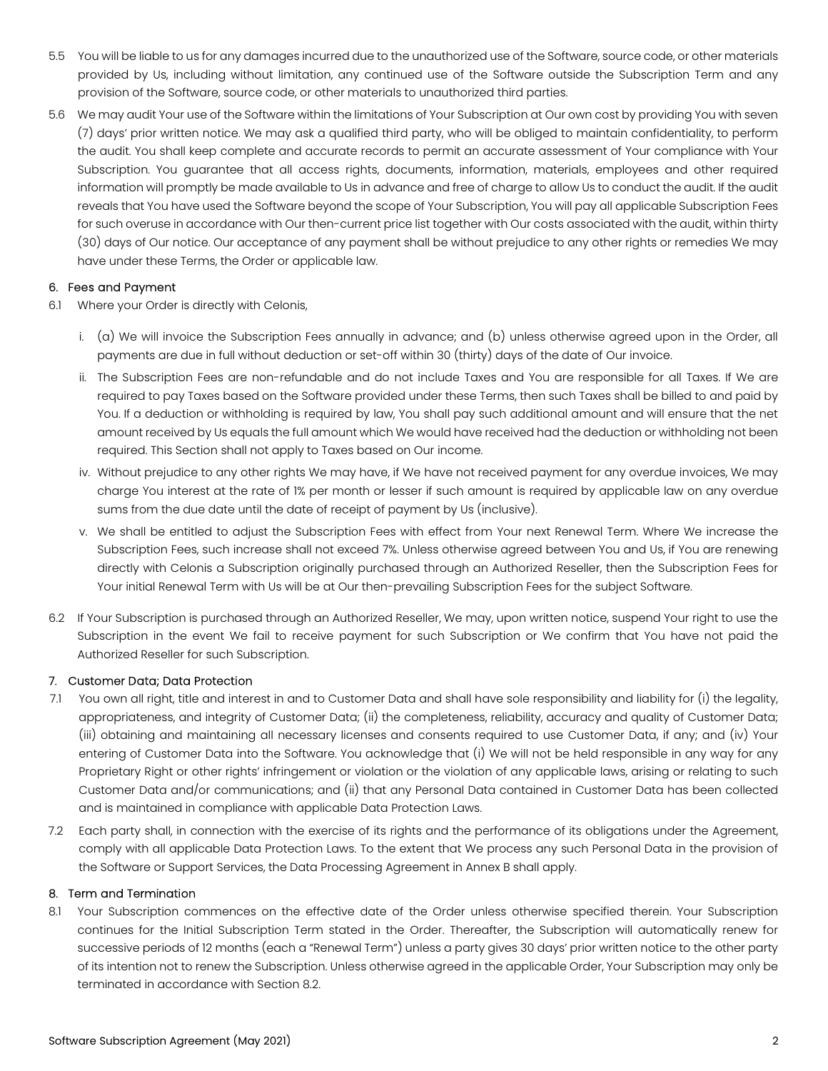5.5 You will be liable to us for any damages incurred due to the unauthorized use of the Software, source code, or other materials provided by Us, including without limitation, any continued use of the Software outside the Subscription Term and any provision of the Software, source code, or other materials to unauthorized third parties.

5.6 We may audit Your use of the Software within the limitations of Your Subscription at Our own cost by providing You with seven (7) days' prior written notice. We may ask a qualified third party, who will be obliged to maintain confidentiality, to perform the audit. You shall keep complete and accurate records to permit an accurate assessment of Your compliance with Your Subscription. You guarantee that all access rights, documents, information, materials, employees and other required information will promptly be made available to Us in advance and free of charge to allow Us to conduct the audit. If the audit reveals that You have used the Software beyond the scope of Your Subscription, You will pay all applicable Subscription Fees for such overuse in accordance with Our then-current price list together with Our costs associated with the audit, within thirty (30) days of Our notice. Our acceptance of any payment shall be without prejudice to any other rights or remedies We may have under these Terms, the Order or applicable law.

## 6. Fees and Payment

6.1 Where your Order is directly with Celonis,

i. (a) We will invoice the Subscription Fees annually in advance; and (b) unless otherwise agreed upon in the Order, all payments are due in full without deduction or set-off within 30 (thirty) days of the date of Our invoice.

ii. The Subscription Fees are non-refundable and do not include Taxes and You are responsible for all Taxes. If We are required to pay Taxes based on the Software provided under these Terms, then such Taxes shall be billed to and paid by You. If a deduction or withholding is required by law, You shall pay such additional amount and will ensure that the net amount received by Us equals the full amount which We would have received had the deduction or withholding not been required. This Section shall not apply to Taxes based on Our income.

iv. Without prejudice to any other rights We may have, if We have not received payment for any overdue invoices, We may charge You interest at the rate of 1% per month or lesser if such amount is required by applicable law on any overdue sums from the due date until the date of receipt of payment by Us (inclusive).

v. We shall be entitled to adjust the Subscription Fees with effect from Your next Renewal Term. Where We increase the Subscription Fees, such increase shall not exceed 7%. Unless otherwise agreed between You and Us, if You are renewing directly with Celonis a Subscription originally purchased through an Authorized Reseller, then the Subscription Fees for Your initial Renewal Term with Us will be at Our then-prevailing Subscription Fees for the subject Software.

6.2 If Your Subscription is purchased through an Authorized Reseller, We may, upon written notice, suspend Your right to use the Subscription in the event We fail to receive payment for such Subscription or We confirm that You have not paid the Authorized Reseller for such Subscription.

## 7. Customer Data; Data Protection

7.1 You own all right, title and interest in and to Customer Data and shall have sole responsibility and liability for (i) the legality, appropriateness, and integrity of Customer Data; (ii) the completeness, reliability, accuracy and quality of Customer Data; (iii) obtaining and maintaining all necessary licenses and consents required to use Customer Data, if any; and (iv) Your entering of Customer Data into the Software. You acknowledge that (i) We will not be held responsible in any way for any Proprietary Right or other rights' infringement or violation or the violation of any applicable laws, arising or relating to such Customer Data and/or communications; and (ii) that any Personal Data contained in Customer Data has been collected and is maintained in compliance with applicable Data Protection Laws.

7.2 Each party shall, in connection with the exercise of its rights and the performance of its obligations under the Agreement, comply with all applicable Data Protection Laws. To the extent that We process any such Personal Data in the provision of the Software or Support Services, the Data Processing Agreement in Annex B shall apply.

## 8. Term and Termination

8.1 Your Subscription commences on the effective date of the Order unless otherwise specified therein. Your Subscription continues for the Initial Subscription Term stated in the Order. Thereafter, the Subscription will automatically renew for successive periods of 12 months (each a "Renewal Term") unless a party gives 30 days' prior written notice to the other party of its intention not to renew the Subscription. Unless otherwise agreed in the applicable Order, Your Subscription may only be terminated in accordance with Section 8.2.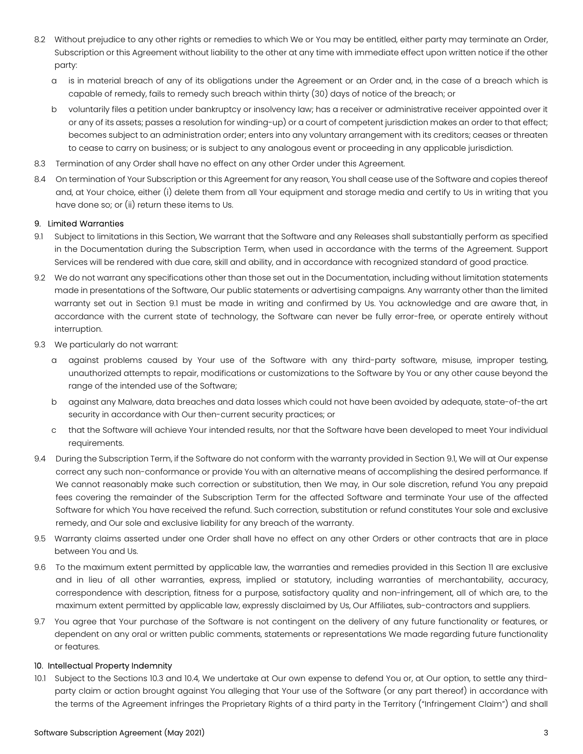8.2 Without prejudice to any other rights or remedies to which We or You may be entitled, either party may terminate an Order, Subscription or this Agreement without liability to the other at any time with immediate effect upon written notice if the other party:

   a is in material breach of any of its obligations under the Agreement or an Order and, in the case of a breach which is capable of remedy, fails to remedy such breach within thirty (30) days of notice of the breach; or

   b voluntarily files a petition under bankruptcy or insolvency law; has a receiver or administrative receiver appointed over it or any of its assets; passes a resolution for winding-up) or a court of competent jurisdiction makes an order to that effect; becomes subject to an administration order; enters into any voluntary arrangement with its creditors; ceases or threaten to cease to carry on business; or is subject to any analogous event or proceeding in any applicable jurisdiction.

8.3 Termination of any Order shall have no effect on any other Order under this Agreement.

8.4 On termination of Your Subscription or this Agreement for any reason, You shall cease use of the Software and copies thereof and, at Your choice, either (i) delete them from all Your equipment and storage media and certify to Us in writing that you have done so; or (ii) return these items to Us.

## 9. Limited Warranties

9.1 Subject to limitations in this Section, We warrant that the Software and any Releases shall substantially perform as specified in the Documentation during the Subscription Term, when used in accordance with the terms of the Agreement. Support Services will be rendered with due care, skill and ability, and in accordance with recognized standard of good practice.

9.2 We do not warrant any specifications other than those set out in the Documentation, including without limitation statements made in presentations of the Software, Our public statements or advertising campaigns. Any warranty other than the limited warranty set out in Section 9.1 must be made in writing and confirmed by Us. You acknowledge and are aware that, in accordance with the current state of technology, the Software can never be fully error-free, or operate entirely without interruption.

9.3 We particularly do not warrant:

   a against problems caused by Your use of the Software with any third-party software, misuse, improper testing, unauthorized attempts to repair, modifications or customizations to the Software by You or any other cause beyond the range of the intended use of the Software;

   b against any Malware, data breaches and data losses which could not have been avoided by adequate, state-of-the art security in accordance with Our then-current security practices; or

   c that the Software will achieve Your intended results, nor that the Software have been developed to meet Your individual requirements.

9.4 During the Subscription Term, if the Software do not conform with the warranty provided in Section 9.1, We will at Our expense correct any such non-conformance or provide You with an alternative means of accomplishing the desired performance. If We cannot reasonably make such correction or substitution, then We may, in Our sole discretion, refund You any prepaid fees covering the remainder of the Subscription Term for the affected Software and terminate Your use of the affected Software for which You have received the refund. Such correction, substitution or refund constitutes Your sole and exclusive remedy, and Our sole and exclusive liability for any breach of the warranty.

9.5 Warranty claims asserted under one Order shall have no effect on any other Orders or other contracts that are in place between You and Us.

9.6 To the maximum extent permitted by applicable law, the warranties and remedies provided in this Section 11 are exclusive and in lieu of all other warranties, express, implied or statutory, including warranties of merchantability, accuracy, correspondence with description, fitness for a purpose, satisfactory quality and non-infringement, all of which are, to the maximum extent permitted by applicable law, expressly disclaimed by Us, Our Affiliates, sub-contractors and suppliers.

9.7 You agree that Your purchase of the Software is not contingent on the delivery of any future functionality or features, or dependent on any oral or written public comments, statements or representations We made regarding future functionality or features.

## 10. Intellectual Property Indemnity

10.1 Subject to the Sections 10.3 and 10.4, We undertake at Our own expense to defend You or, at Our option, to settle any third-party claim or action brought against You alleging that Your use of the Software (or any part thereof) in accordance with the terms of the Agreement infringes the Proprietary Rights of a third party in the Territory ("Infringement Claim") and shall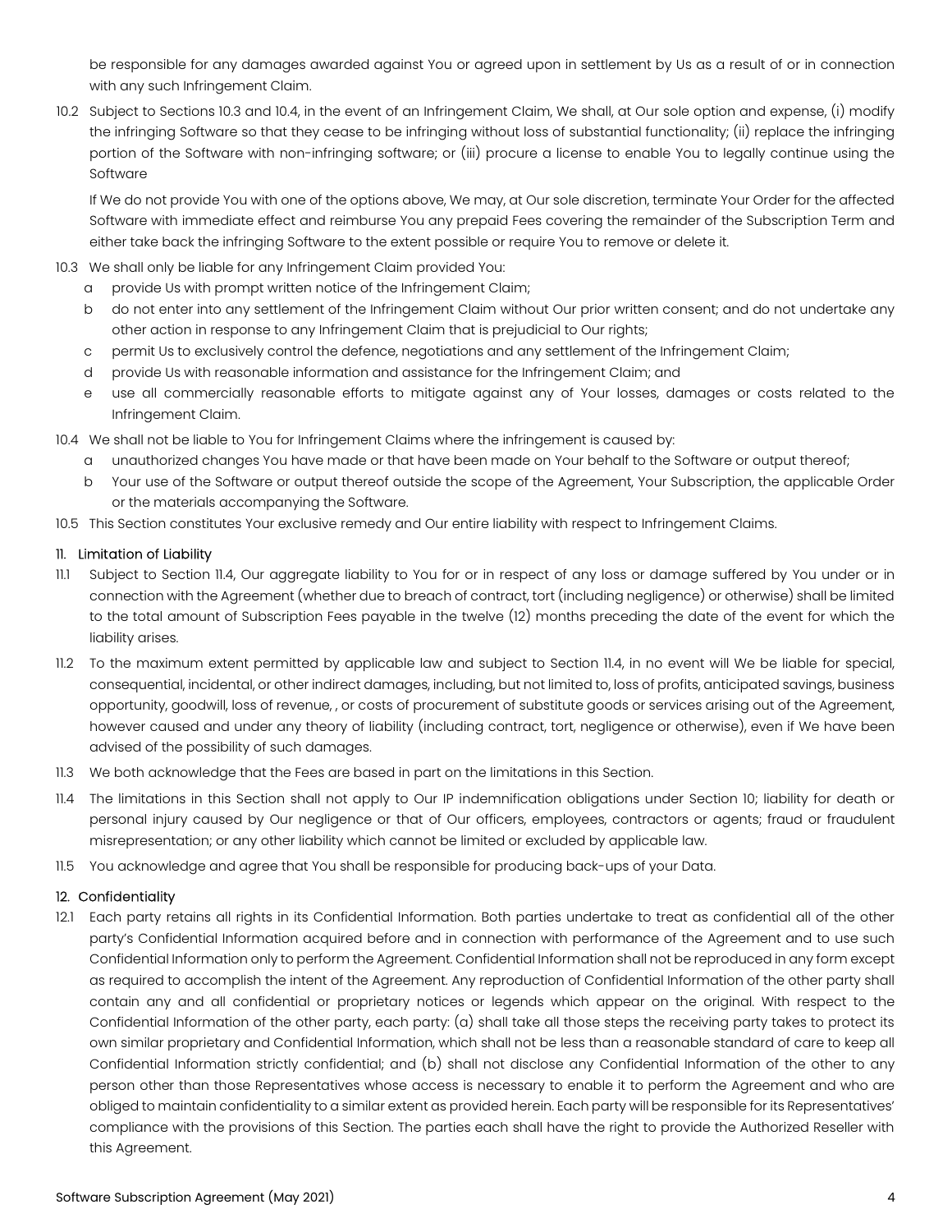be responsible for any damages awarded against You or agreed upon in settlement by Us as a result of or in connection with any such Infringement Claim.

10.2 Subject to Sections 10.3 and 10.4, in the event of an Infringement Claim, We shall, at Our sole option and expense, (i) modify the infringing Software so that they cease to be infringing without loss of substantial functionality; (ii) replace the infringing portion of the Software with non-infringing software; or (iii) procure a license to enable You to legally continue using the Software

If We do not provide You with one of the options above, We may, at Our sole discretion, terminate Your Order for the affected Software with immediate effect and reimburse You any prepaid Fees covering the remainder of the Subscription Term and either take back the infringing Software to the extent possible or require You to remove or delete it.

10.3 We shall only be liable for any Infringement Claim provided You:

- a provide Us with prompt written notice of the Infringement Claim;
- b do not enter into any settlement of the Infringement Claim without Our prior written consent; and do not undertake any other action in response to any Infringement Claim that is prejudicial to Our rights;
- c permit Us to exclusively control the defence, negotiations and any settlement of the Infringement Claim;
- d provide Us with reasonable information and assistance for the Infringement Claim; and
- e use all commercially reasonable efforts to mitigate against any of Your losses, damages or costs related to the Infringement Claim.

10.4 We shall not be liable to You for Infringement Claims where the infringement is caused by:

- a unauthorized changes You have made or that have been made on Your behalf to the Software or output thereof;
- b Your use of the Software or output thereof outside the scope of the Agreement, Your Subscription, the applicable Order or the materials accompanying the Software.

10.5 This Section constitutes Your exclusive remedy and Our entire liability with respect to Infringement Claims.

## 11. Limitation of Liability

11.1 Subject to Section 11.4, Our aggregate liability to You for or in respect of any loss or damage suffered by You under or in connection with the Agreement (whether due to breach of contract, tort (including negligence) or otherwise) shall be limited to the total amount of Subscription Fees payable in the twelve (12) months preceding the date of the event for which the liability arises.

11.2 To the maximum extent permitted by applicable law and subject to Section 11.4, in no event will We be liable for special, consequential, incidental, or other indirect damages, including, but not limited to, loss of profits, anticipated savings, business opportunity, goodwill, loss of revenue, , or costs of procurement of substitute goods or services arising out of the Agreement, however caused and under any theory of liability (including contract, tort, negligence or otherwise), even if We have been advised of the possibility of such damages.

11.3 We both acknowledge that the Fees are based in part on the limitations in this Section.

11.4 The limitations in this Section shall not apply to Our IP indemnification obligations under Section 10; liability for death or personal injury caused by Our negligence or that of Our officers, employees, contractors or agents; fraud or fraudulent misrepresentation; or any other liability which cannot be limited or excluded by applicable law.

11.5 You acknowledge and agree that You shall be responsible for producing back-ups of your Data.

## 12. Confidentiality

12.1 Each party retains all rights in its Confidential Information. Both parties undertake to treat as confidential all of the other party's Confidential Information acquired before and in connection with performance of the Agreement and to use such Confidential Information only to perform the Agreement. Confidential Information shall not be reproduced in any form except as required to accomplish the intent of the Agreement. Any reproduction of Confidential Information of the other party shall contain any and all confidential or proprietary notices or legends which appear on the original. With respect to the Confidential Information of the other party, each party: (a) shall take all those steps the receiving party takes to protect its own similar proprietary and Confidential Information, which shall not be less than a reasonable standard of care to keep all Confidential Information strictly confidential; and (b) shall not disclose any Confidential Information of the other to any person other than those Representatives whose access is necessary to enable it to perform the Agreement and who are obliged to maintain confidentiality to a similar extent as provided herein. Each party will be responsible for its Representatives' compliance with the provisions of this Section. The parties each shall have the right to provide the Authorized Reseller with this Agreement.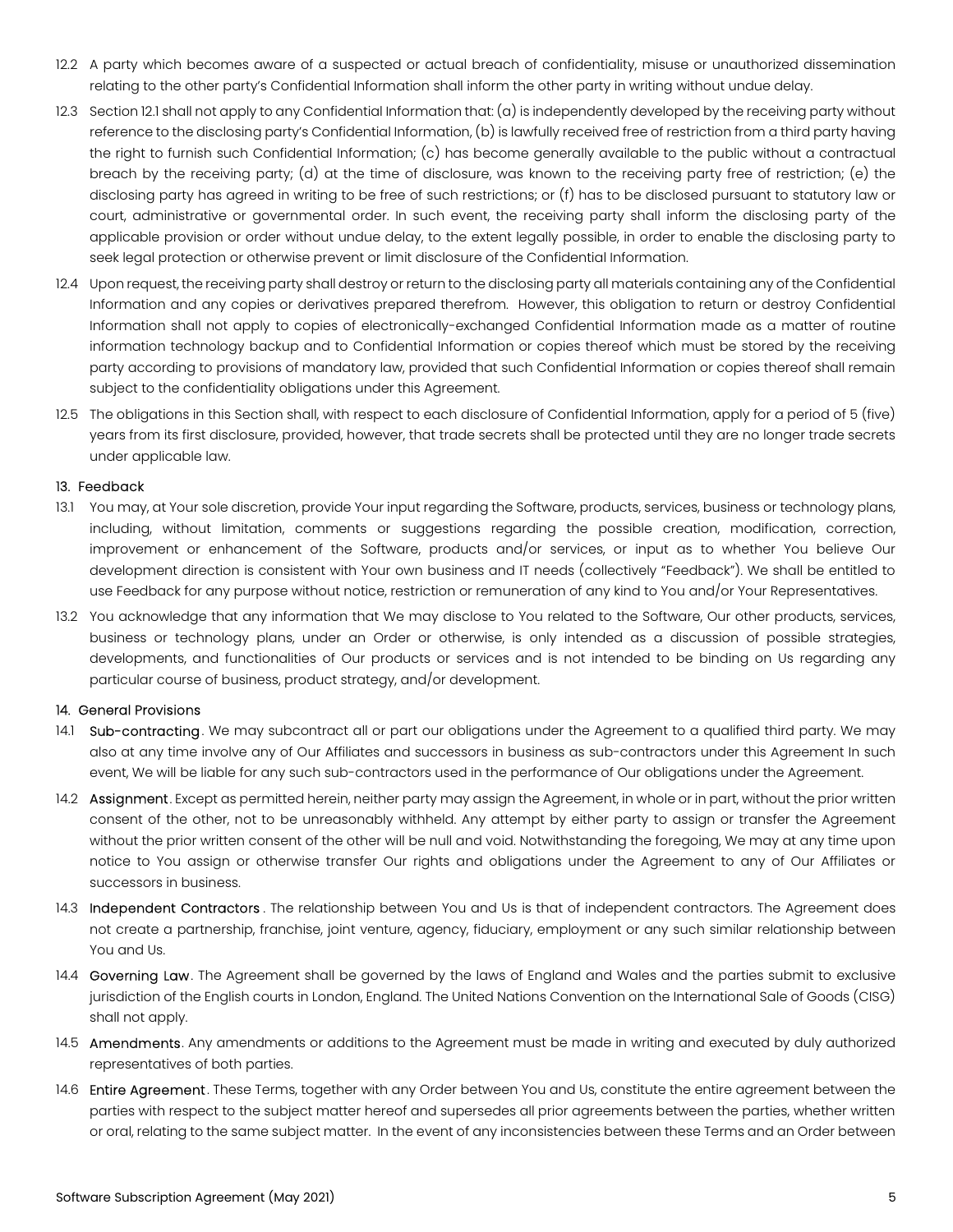12.2 A party which becomes aware of a suspected or actual breach of confidentiality, misuse or unauthorized dissemination relating to the other party's Confidential Information shall inform the other party in writing without undue delay.

12.3 Section 12.1 shall not apply to any Confidential Information that: (a) is independently developed by the receiving party without reference to the disclosing party's Confidential Information, (b) is lawfully received free of restriction from a third party having the right to furnish such Confidential Information; (c) has become generally available to the public without a contractual breach by the receiving party; (d) at the time of disclosure, was known to the receiving party free of restriction; (e) the disclosing party has agreed in writing to be free of such restrictions; or (f) has to be disclosed pursuant to statutory law or court, administrative or governmental order. In such event, the receiving party shall inform the disclosing party of the applicable provision or order without undue delay, to the extent legally possible, in order to enable the disclosing party to seek legal protection or otherwise prevent or limit disclosure of the Confidential Information.

12.4 Upon request, the receiving party shall destroy or return to the disclosing party all materials containing any of the Confidential Information and any copies or derivatives prepared therefrom. However, this obligation to return or destroy Confidential Information shall not apply to copies of electronically-exchanged Confidential Information made as a matter of routine information technology backup and to Confidential Information or copies thereof which must be stored by the receiving party according to provisions of mandatory law, provided that such Confidential Information or copies thereof shall remain subject to the confidentiality obligations under this Agreement.

12.5 The obligations in this Section shall, with respect to each disclosure of Confidential Information, apply for a period of 5 (five) years from its first disclosure, provided, however, that trade secrets shall be protected until they are no longer trade secrets under applicable law.

## 13. Feedback

13.1 You may, at Your sole discretion, provide Your input regarding the Software, products, services, business or technology plans, including, without limitation, comments or suggestions regarding the possible creation, modification, correction, improvement or enhancement of the Software, products and/or services, or input as to whether You believe Our development direction is consistent with Your own business and IT needs (collectively "Feedback"). We shall be entitled to use Feedback for any purpose without notice, restriction or remuneration of any kind to You and/or Your Representatives.

13.2 You acknowledge that any information that We may disclose to You related to the Software, Our other products, services, business or technology plans, under an Order or otherwise, is only intended as a discussion of possible strategies, developments, and functionalities of Our products or services and is not intended to be binding on Us regarding any particular course of business, product strategy, and/or development.

## 14. General Provisions

14.1 Sub-contracting. We may subcontract all or part our obligations under the Agreement to a qualified third party. We may also at any time involve any of Our Affiliates and successors in business as sub-contractors under this Agreement In such event, We will be liable for any such sub-contractors used in the performance of Our obligations under the Agreement.

14.2 Assignment. Except as permitted herein, neither party may assign the Agreement, in whole or in part, without the prior written consent of the other, not to be unreasonably withheld. Any attempt by either party to assign or transfer the Agreement without the prior written consent of the other will be null and void. Notwithstanding the foregoing, We may at any time upon notice to You assign or otherwise transfer Our rights and obligations under the Agreement to any of Our Affiliates or successors in business.

14.3 Independent Contractors. The relationship between You and Us is that of independent contractors. The Agreement does not create a partnership, franchise, joint venture, agency, fiduciary, employment or any such similar relationship between You and Us.

14.4 Governing Law. The Agreement shall be governed by the laws of England and Wales and the parties submit to exclusive jurisdiction of the English courts in London, England. The United Nations Convention on the International Sale of Goods (CISG) shall not apply.

14.5 Amendments. Any amendments or additions to the Agreement must be made in writing and executed by duly authorized representatives of both parties.

14.6 Entire Agreement. These Terms, together with any Order between You and Us, constitute the entire agreement between the parties with respect to the subject matter hereof and supersedes all prior agreements between the parties, whether written or oral, relating to the same subject matter. In the event of any inconsistencies between these Terms and an Order between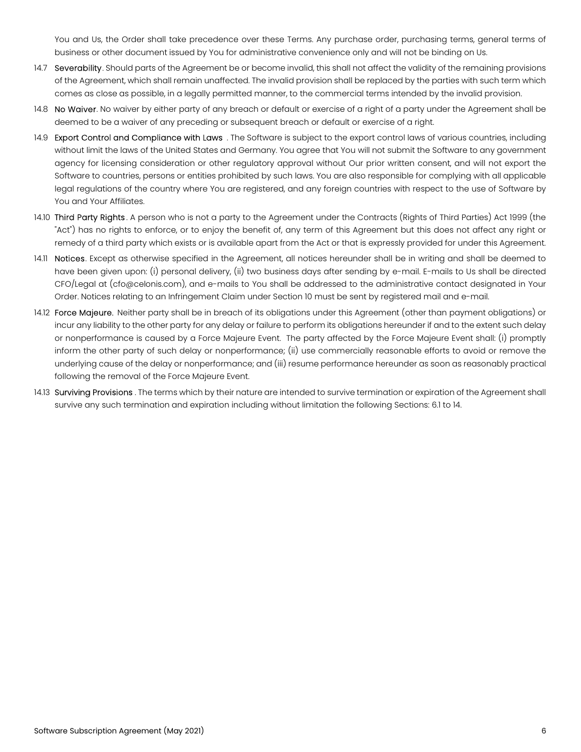You and Us, the Order shall take precedence over these Terms. Any purchase order, purchasing terms, general terms of business or other document issued by You for administrative convenience only and will not be binding on Us.

14.7 **Severability**. Should parts of the Agreement be or become invalid, this shall not affect the validity of the remaining provisions of the Agreement, which shall remain unaffected. The invalid provision shall be replaced by the parties with such term which comes as close as possible, in a legally permitted manner, to the commercial terms intended by the invalid provision.

14.8 **No Waiver**. No waiver by either party of any breach or default or exercise of a right of a party under the Agreement shall be deemed to be a waiver of any preceding or subsequent breach or default or exercise of a right.

14.9 **Export Control and Compliance with Laws** . The Software is subject to the export control laws of various countries, including without limit the laws of the United States and Germany. You agree that You will not submit the Software to any government agency for licensing consideration or other regulatory approval without Our prior written consent, and will not export the Software to countries, persons or entities prohibited by such laws. You are also responsible for complying with all applicable legal regulations of the country where You are registered, and any foreign countries with respect to the use of Software by You and Your Affiliates.

14.10 **Third Party Rights**. A person who is not a party to the Agreement under the Contracts (Rights of Third Parties) Act 1999 (the "Act") has no rights to enforce, or to enjoy the benefit of, any term of this Agreement but this does not affect any right or remedy of a third party which exists or is available apart from the Act or that is expressly provided for under this Agreement.

14.11 **Notices**. Except as otherwise specified in the Agreement, all notices hereunder shall be in writing and shall be deemed to have been given upon: (i) personal delivery, (ii) two business days after sending by e-mail. E-mails to Us shall be directed CFO/Legal at (cfo@celonis.com), and e-mails to You shall be addressed to the administrative contact designated in Your Order. Notices relating to an Infringement Claim under Section 10 must be sent by registered mail and e-mail.

14.12 **Force Majeure.** Neither party shall be in breach of its obligations under this Agreement (other than payment obligations) or incur any liability to the other party for any delay or failure to perform its obligations hereunder if and to the extent such delay or nonperformance is caused by a Force Majeure Event. The party affected by the Force Majeure Event shall: (i) promptly inform the other party of such delay or nonperformance; (ii) use commercially reasonable efforts to avoid or remove the underlying cause of the delay or nonperformance; and (iii) resume performance hereunder as soon as reasonably practical following the removal of the Force Majeure Event.

14.13 **Surviving Provisions** . The terms which by their nature are intended to survive termination or expiration of the Agreement shall survive any such termination and expiration including without limitation the following Sections: 6.1 to 14.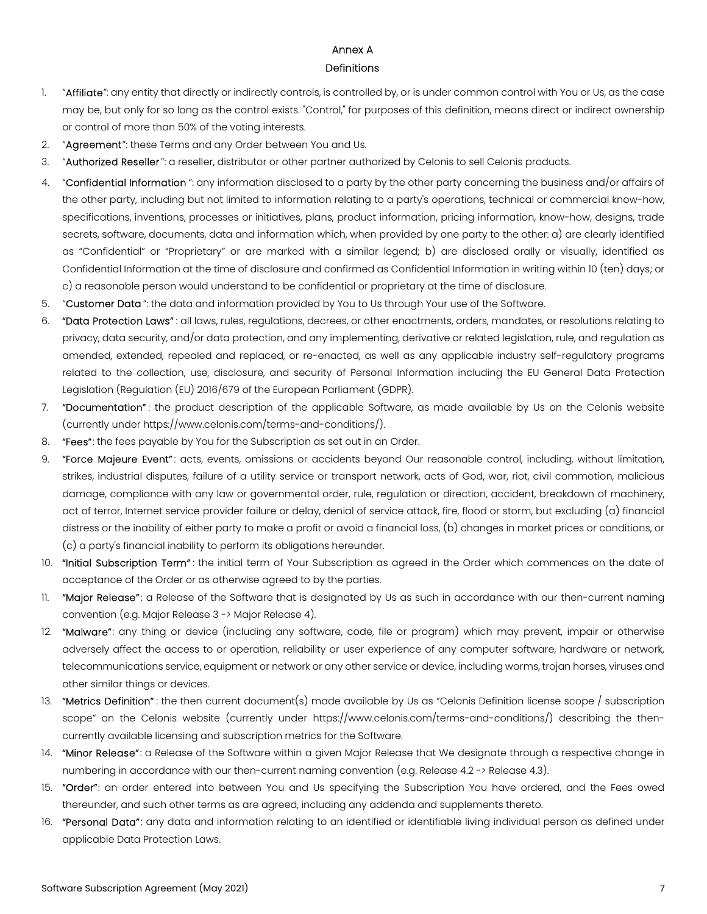# Annex A

## Definitions

1. "**Affiliate**": any entity that directly or indirectly controls, is controlled by, or is under common control with You or Us, as the case may be, but only for so long as the control exists. "Control," for purposes of this definition, means direct or indirect ownership or control of more than 50% of the voting interests.
2. "**Agreement**": these Terms and any Order between You and Us.
3. "**Authorized Reseller**": a reseller, distributor or other partner authorized by Celonis to sell Celonis products.
4. "**Confidential Information** ": any information disclosed to a party by the other party concerning the business and/or affairs of the other party, including but not limited to information relating to a party's operations, technical or commercial know-how, specifications, inventions, processes or initiatives, plans, product information, pricing information, know-how, designs, trade secrets, software, documents, data and information which, when provided by one party to the other: a) are clearly identified as "Confidential" or "Proprietary" or are marked with a similar legend; b) are disclosed orally or visually, identified as Confidential Information at the time of disclosure and confirmed as Confidential Information in writing within 10 (ten) days; or c) a reasonable person would understand to be confidential or proprietary at the time of disclosure.
5. "**Customer Data** ": the data and information provided by You to Us through Your use of the Software.
6. "**Data Protection Laws**" : all laws, rules, regulations, decrees, or other enactments, orders, mandates, or resolutions relating to privacy, data security, and/or data protection, and any implementing, derivative or related legislation, rule, and regulation as amended, extended, repealed and replaced, or re-enacted, as well as any applicable industry self-regulatory programs related to the collection, use, disclosure, and security of Personal Information including the EU General Data Protection Legislation (Regulation (EU) 2016/679 of the European Parliament (GDPR).
7. "**Documentation**" : the product description of the applicable Software, as made available by Us on the Celonis website (currently under https://www.celonis.com/terms-and-conditions/).
8. "**Fees**": the fees payable by You for the Subscription as set out in an Order.
9. "**Force Majeure Event**" : acts, events, omissions or accidents beyond Our reasonable control, including, without limitation, strikes, industrial disputes, failure of a utility service or transport network, acts of God, war, riot, civil commotion, malicious damage, compliance with any law or governmental order, rule, regulation or direction, accident, breakdown of machinery, act of terror, Internet service provider failure or delay, denial of service attack, fire, flood or storm, but excluding (a) financial distress or the inability of either party to make a profit or avoid a financial loss, (b) changes in market prices or conditions, or (c) a party's financial inability to perform its obligations hereunder.
10. "**Initial Subscription Term**" : the initial term of Your Subscription as agreed in the Order which commences on the date of acceptance of the Order or as otherwise agreed to by the parties.
11. "**Major Release**" : a Release of the Software that is designated by Us as such in accordance with our then-current naming convention (e.g. Major Release 3 -> Major Release 4).
12. "**Malware**": any thing or device (including any software, code, file or program) which may prevent, impair or otherwise adversely affect the access to or operation, reliability or user experience of any computer software, hardware or network, telecommunications service, equipment or network or any other service or device, including worms, trojan horses, viruses and other similar things or devices.
13. "**Metrics Definition**" : the then current document(s) made available by Us as "Celonis Definition license scope / subscription scope" on the Celonis website (currently under https://www.celonis.com/terms-and-conditions/) describing the then-currently available licensing and subscription metrics for the Software.
14. "**Minor Release**": a Release of the Software within a given Major Release that We designate through a respective change in numbering in accordance with our then-current naming convention (e.g. Release 4.2 -> Release 4.3).
15. "**Order**": an order entered into between You and Us specifying the Subscription You have ordered, and the Fees owed thereunder, and such other terms as are agreed, including any addenda and supplements thereto.
16. "**Personal Data**": any data and information relating to an identified or identifiable living individual person as defined under applicable Data Protection Laws.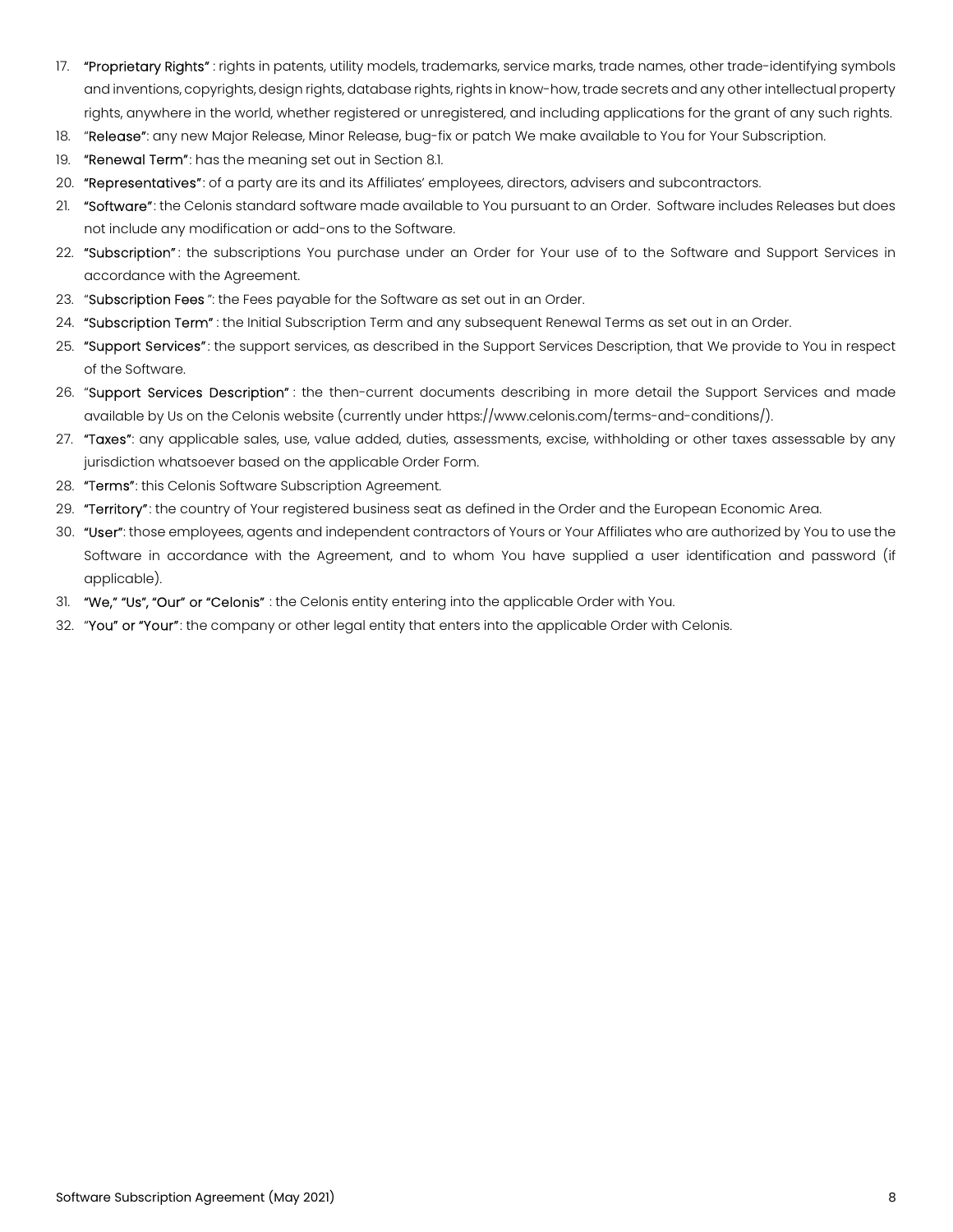17. **"Proprietary Rights"** : rights in patents, utility models, trademarks, service marks, trade names, other trade-identifying symbols and inventions, copyrights, design rights, database rights, rights in know-how, trade secrets and any other intellectual property rights, anywhere in the world, whether registered or unregistered, and including applications for the grant of any such rights.
18. "**Release"**: any new Major Release, Minor Release, bug-fix or patch We make available to You for Your Subscription.
19. **"Renewal Term"**: has the meaning set out in Section 8.1.
20. **"Representatives"**: of a party are its and its Affiliates' employees, directors, advisers and subcontractors.
21. **"Software"**: the Celonis standard software made available to You pursuant to an Order. Software includes Releases but does not include any modification or add-ons to the Software.
22. **"Subscription"**: the subscriptions You purchase under an Order for Your use of to the Software and Support Services in accordance with the Agreement.
23. "**Subscription Fees** ": the Fees payable for the Software as set out in an Order.
24. **"Subscription Term"** : the Initial Subscription Term and any subsequent Renewal Terms as set out in an Order.
25. **"Support Services"**: the support services, as described in the Support Services Description, that We provide to You in respect of the Software.
26. "**Support Services Description"** : the then-current documents describing in more detail the Support Services and made available by Us on the Celonis website (currently under https://www.celonis.com/terms-and-conditions/).
27. **"Taxes"**: any applicable sales, use, value added, duties, assessments, excise, withholding or other taxes assessable by any jurisdiction whatsoever based on the applicable Order Form.
28. **"Terms"**: this Celonis Software Subscription Agreement.
29. **"Territory"**: the country of Your registered business seat as defined in the Order and the European Economic Area.
30. **"User"**: those employees, agents and independent contractors of Yours or Your Affiliates who are authorized by You to use the Software in accordance with the Agreement, and to whom You have supplied a user identification and password (if applicable).
31. **"We," "Us", "Our" or "Celonis"** : the Celonis entity entering into the applicable Order with You.
32. "**You" or "Your"**: the company or other legal entity that enters into the applicable Order with Celonis.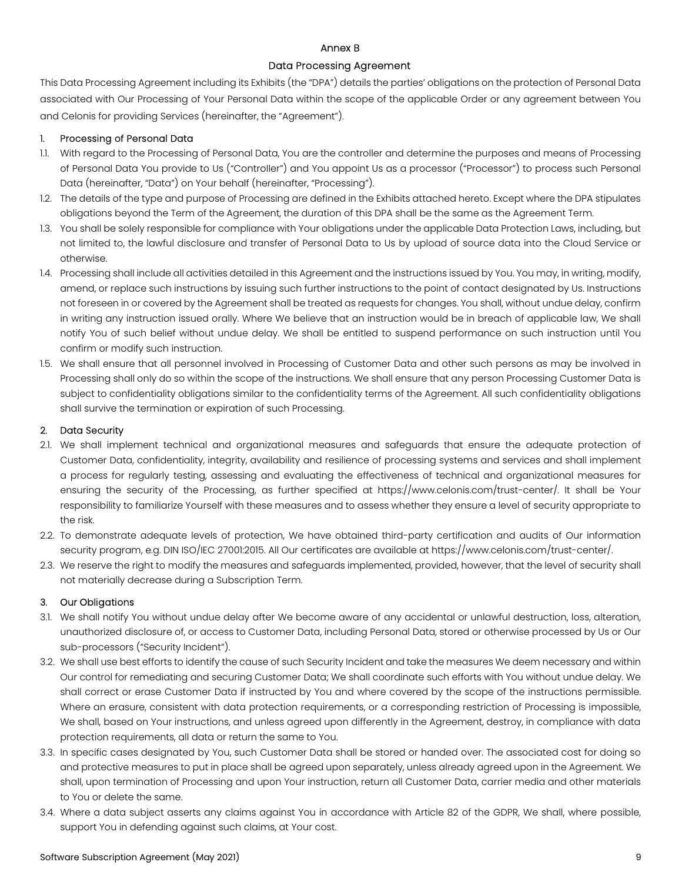# Annex B

## Data Processing Agreement

This Data Processing Agreement including its Exhibits (the "DPA") details the parties' obligations on the protection of Personal Data associated with Our Processing of Your Personal Data within the scope of the applicable Order or any agreement between You and Celonis for providing Services (hereinafter, the "Agreement").

### 1. Processing of Personal Data

1.1. With regard to the Processing of Personal Data, You are the controller and determine the purposes and means of Processing of Personal Data You provide to Us ("Controller") and You appoint Us as a processor ("Processor") to process such Personal Data (hereinafter, "Data") on Your behalf (hereinafter, "Processing").

1.2. The details of the type and purpose of Processing are defined in the Exhibits attached hereto. Except where the DPA stipulates obligations beyond the Term of the Agreement, the duration of this DPA shall be the same as the Agreement Term.

1.3. You shall be solely responsible for compliance with Your obligations under the applicable Data Protection Laws, including, but not limited to, the lawful disclosure and transfer of Personal Data to Us by upload of source data into the Cloud Service or otherwise.

1.4. Processing shall include all activities detailed in this Agreement and the instructions issued by You. You may, in writing, modify, amend, or replace such instructions by issuing such further instructions to the point of contact designated by Us. Instructions not foreseen in or covered by the Agreement shall be treated as requests for changes. You shall, without undue delay, confirm in writing any instruction issued orally. Where We believe that an instruction would be in breach of applicable law, We shall notify You of such belief without undue delay. We shall be entitled to suspend performance on such instruction until You confirm or modify such instruction.

1.5. We shall ensure that all personnel involved in Processing of Customer Data and other such persons as may be involved in Processing shall only do so within the scope of the instructions. We shall ensure that any person Processing Customer Data is subject to confidentiality obligations similar to the confidentiality terms of the Agreement. All such confidentiality obligations shall survive the termination or expiration of such Processing.

### 2. Data Security

2.1. We shall implement technical and organizational measures and safeguards that ensure the adequate protection of Customer Data, confidentiality, integrity, availability and resilience of processing systems and services and shall implement a process for regularly testing, assessing and evaluating the effectiveness of technical and organizational measures for ensuring the security of the Processing, as further specified at https://www.celonis.com/trust-center/. It shall be Your responsibility to familiarize Yourself with these measures and to assess whether they ensure a level of security appropriate to the risk.

2.2. To demonstrate adequate levels of protection, We have obtained third-party certification and audits of Our information security program, e.g. DIN ISO/IEC 27001:2015. All Our certificates are available at https://www.celonis.com/trust-center/.

2.3. We reserve the right to modify the measures and safeguards implemented, provided, however, that the level of security shall not materially decrease during a Subscription Term.

### 3. Our Obligations

3.1. We shall notify You without undue delay after We become aware of any accidental or unlawful destruction, loss, alteration, unauthorized disclosure of, or access to Customer Data, including Personal Data, stored or otherwise processed by Us or Our sub-processors ("Security Incident").

3.2. We shall use best efforts to identify the cause of such Security Incident and take the measures We deem necessary and within Our control for remediating and securing Customer Data; We shall coordinate such efforts with You without undue delay. We shall correct or erase Customer Data if instructed by You and where covered by the scope of the instructions permissible. Where an erasure, consistent with data protection requirements, or a corresponding restriction of Processing is impossible, We shall, based on Your instructions, and unless agreed upon differently in the Agreement, destroy, in compliance with data protection requirements, all data or return the same to You.

3.3. In specific cases designated by You, such Customer Data shall be stored or handed over. The associated cost for doing so and protective measures to put in place shall be agreed upon separately, unless already agreed upon in the Agreement. We shall, upon termination of Processing and upon Your instruction, return all Customer Data, carrier media and other materials to You or delete the same.

3.4. Where a data subject asserts any claims against You in accordance with Article 82 of the GDPR, We shall, where possible, support You in defending against such claims, at Your cost.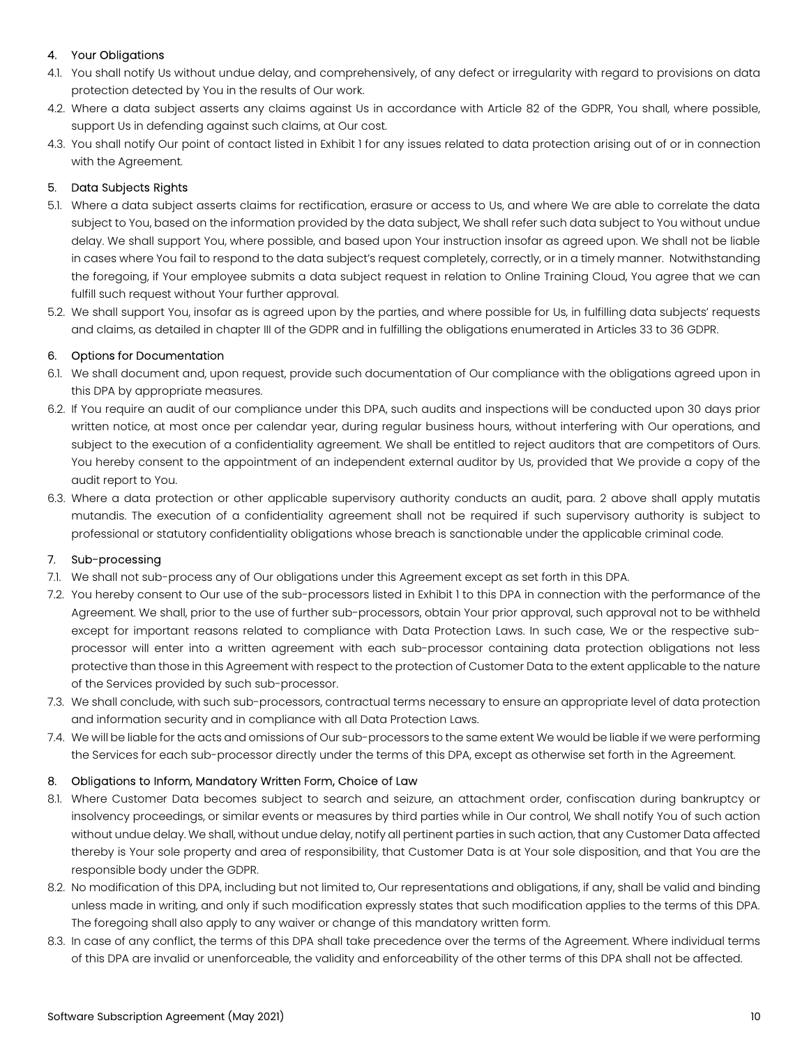## 4. Your Obligations

4.1. You shall notify Us without undue delay, and comprehensively, of any defect or irregularity with regard to provisions on data protection detected by You in the results of Our work.

4.2. Where a data subject asserts any claims against Us in accordance with Article 82 of the GDPR, You shall, where possible, support Us in defending against such claims, at Our cost.

4.3. You shall notify Our point of contact listed in Exhibit 1 for any issues related to data protection arising out of or in connection with the Agreement.

## 5. Data Subjects Rights

5.1. Where a data subject asserts claims for rectification, erasure or access to Us, and where We are able to correlate the data subject to You, based on the information provided by the data subject, We shall refer such data subject to You without undue delay. We shall support You, where possible, and based upon Your instruction insofar as agreed upon. We shall not be liable in cases where You fail to respond to the data subject's request completely, correctly, or in a timely manner. Notwithstanding the foregoing, if Your employee submits a data subject request in relation to Online Training Cloud, You agree that we can fulfill such request without Your further approval.

5.2. We shall support You, insofar as is agreed upon by the parties, and where possible for Us, in fulfilling data subjects' requests and claims, as detailed in chapter III of the GDPR and in fulfilling the obligations enumerated in Articles 33 to 36 GDPR.

## 6. Options for Documentation

6.1. We shall document and, upon request, provide such documentation of Our compliance with the obligations agreed upon in this DPA by appropriate measures.

6.2. If You require an audit of our compliance under this DPA, such audits and inspections will be conducted upon 30 days prior written notice, at most once per calendar year, during regular business hours, without interfering with Our operations, and subject to the execution of a confidentiality agreement. We shall be entitled to reject auditors that are competitors of Ours. You hereby consent to the appointment of an independent external auditor by Us, provided that We provide a copy of the audit report to You.

6.3. Where a data protection or other applicable supervisory authority conducts an audit, para. 2 above shall apply mutatis mutandis. The execution of a confidentiality agreement shall not be required if such supervisory authority is subject to professional or statutory confidentiality obligations whose breach is sanctionable under the applicable criminal code.

## 7. Sub-processing

7.1. We shall not sub-process any of Our obligations under this Agreement except as set forth in this DPA.

7.2. You hereby consent to Our use of the sub-processors listed in Exhibit 1 to this DPA in connection with the performance of the Agreement. We shall, prior to the use of further sub-processors, obtain Your prior approval, such approval not to be withheld except for important reasons related to compliance with Data Protection Laws. In such case, We or the respective sub-processor will enter into a written agreement with each sub-processor containing data protection obligations not less protective than those in this Agreement with respect to the protection of Customer Data to the extent applicable to the nature of the Services provided by such sub-processor.

7.3. We shall conclude, with such sub-processors, contractual terms necessary to ensure an appropriate level of data protection and information security and in compliance with all Data Protection Laws.

7.4. We will be liable for the acts and omissions of Our sub-processors to the same extent We would be liable if we were performing the Services for each sub-processor directly under the terms of this DPA, except as otherwise set forth in the Agreement.

## 8. Obligations to Inform, Mandatory Written Form, Choice of Law

8.1. Where Customer Data becomes subject to search and seizure, an attachment order, confiscation during bankruptcy or insolvency proceedings, or similar events or measures by third parties while in Our control, We shall notify You of such action without undue delay. We shall, without undue delay, notify all pertinent parties in such action, that any Customer Data affected thereby is Your sole property and area of responsibility, that Customer Data is at Your sole disposition, and that You are the responsible body under the GDPR.

8.2. No modification of this DPA, including but not limited to, Our representations and obligations, if any, shall be valid and binding unless made in writing, and only if such modification expressly states that such modification applies to the terms of this DPA. The foregoing shall also apply to any waiver or change of this mandatory written form.

8.3. In case of any conflict, the terms of this DPA shall take precedence over the terms of the Agreement. Where individual terms of this DPA are invalid or unenforceable, the validity and enforceability of the other terms of this DPA shall not be affected.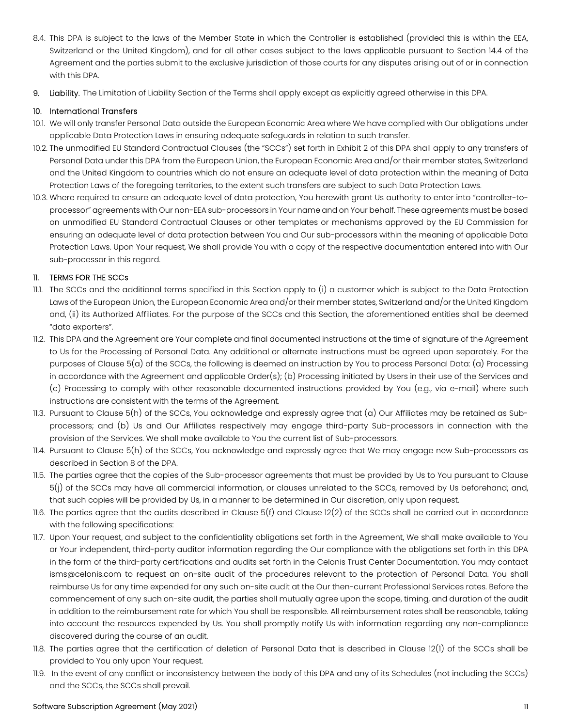8.4. This DPA is subject to the laws of the Member State in which the Controller is established (provided this is within the EEA, Switzerland or the United Kingdom), and for all other cases subject to the laws applicable pursuant to Section 14.4 of the Agreement and the parties submit to the exclusive jurisdiction of those courts for any disputes arising out of or in connection with this DPA.

9. **Liability.** The Limitation of Liability Section of the Terms shall apply except as explicitly agreed otherwise in this DPA.

10. **International Transfers**

10.1. We will only transfer Personal Data outside the European Economic Area where We have complied with Our obligations under applicable Data Protection Laws in ensuring adequate safeguards in relation to such transfer.

10.2. The unmodified EU Standard Contractual Clauses (the "SCCs") set forth in Exhibit 2 of this DPA shall apply to any transfers of Personal Data under this DPA from the European Union, the European Economic Area and/or their member states, Switzerland and the United Kingdom to countries which do not ensure an adequate level of data protection within the meaning of Data Protection Laws of the foregoing territories, to the extent such transfers are subject to such Data Protection Laws.

10.3. Where required to ensure an adequate level of data protection, You herewith grant Us authority to enter into "controller-to-processor" agreements with Our non-EEA sub-processors in Your name and on Your behalf. These agreements must be based on unmodified EU Standard Contractual Clauses or other templates or mechanisms approved by the EU Commission for ensuring an adequate level of data protection between You and Our sub-processors within the meaning of applicable Data Protection Laws. Upon Your request, We shall provide You with a copy of the respective documentation entered into with Our sub-processor in this regard.

11. **TERMS FOR THE SCCs**

11.1. The SCCs and the additional terms specified in this Section apply to (i) a customer which is subject to the Data Protection Laws of the European Union, the European Economic Area and/or their member states, Switzerland and/or the United Kingdom and, (ii) its Authorized Affiliates. For the purpose of the SCCs and this Section, the aforementioned entities shall be deemed "data exporters".

11.2. This DPA and the Agreement are Your complete and final documented instructions at the time of signature of the Agreement to Us for the Processing of Personal Data. Any additional or alternate instructions must be agreed upon separately. For the purposes of Clause 5(a) of the SCCs, the following is deemed an instruction by You to process Personal Data: (a) Processing in accordance with the Agreement and applicable Order(s); (b) Processing initiated by Users in their use of the Services and (c) Processing to comply with other reasonable documented instructions provided by You (e.g., via e-mail) where such instructions are consistent with the terms of the Agreement.

11.3. Pursuant to Clause 5(h) of the SCCs, You acknowledge and expressly agree that (a) Our Affiliates may be retained as Sub-processors; and (b) Us and Our Affiliates respectively may engage third-party Sub-processors in connection with the provision of the Services. We shall make available to You the current list of Sub-processors.

11.4. Pursuant to Clause 5(h) of the SCCs, You acknowledge and expressly agree that We may engage new Sub-processors as described in Section 8 of the DPA.

11.5. The parties agree that the copies of the Sub-processor agreements that must be provided by Us to You pursuant to Clause 5(j) of the SCCs may have all commercial information, or clauses unrelated to the SCCs, removed by Us beforehand; and, that such copies will be provided by Us, in a manner to be determined in Our discretion, only upon request.

11.6. The parties agree that the audits described in Clause 5(f) and Clause 12(2) of the SCCs shall be carried out in accordance with the following specifications:

11.7. Upon Your request, and subject to the confidentiality obligations set forth in the Agreement, We shall make available to You or Your independent, third-party auditor information regarding the Our compliance with the obligations set forth in this DPA in the form of the third-party certifications and audits set forth in the Celonis Trust Center Documentation. You may contact isms@celonis.com to request an on-site audit of the procedures relevant to the protection of Personal Data. You shall reimburse Us for any time expended for any such on-site audit at the Our then-current Professional Services rates. Before the commencement of any such on-site audit, the parties shall mutually agree upon the scope, timing, and duration of the audit in addition to the reimbursement rate for which You shall be responsible. All reimbursement rates shall be reasonable, taking into account the resources expended by Us. You shall promptly notify Us with information regarding any non-compliance discovered during the course of an audit.

11.8. The parties agree that the certification of deletion of Personal Data that is described in Clause 12(1) of the SCCs shall be provided to You only upon Your request.

11.9. In the event of any conflict or inconsistency between the body of this DPA and any of its Schedules (not including the SCCs) and the SCCs, the SCCs shall prevail.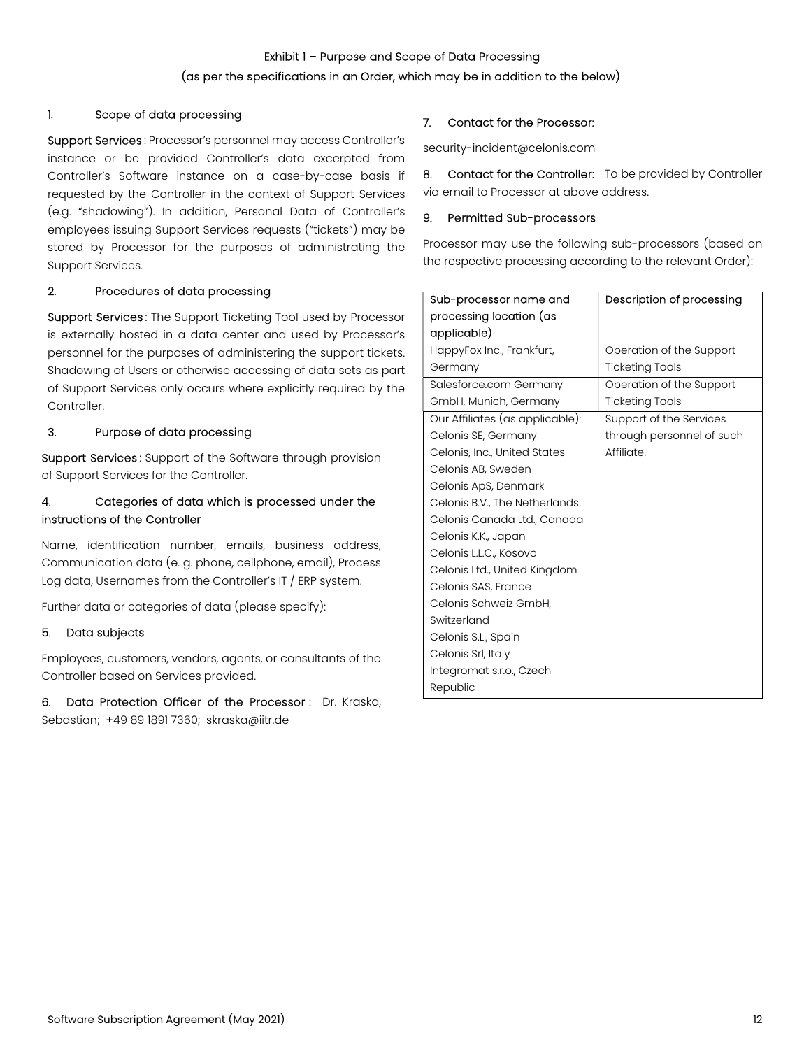Exhibit 1 – Purpose and Scope of Data Processing

(as per the specifications in an Order, which may be in addition to the below)

1. Scope of data processing

Support Services: Processor's personnel may access Controller's instance or be provided Controller's data excerpted from Controller's Software instance on a case-by-case basis if requested by the Controller in the context of Support Services (e.g. "shadowing"). In addition, Personal Data of Controller's employees issuing Support Services requests ("tickets") may be stored by Processor for the purposes of administrating the Support Services.

2. Procedures of data processing

Support Services: The Support Ticketing Tool used by Processor is externally hosted in a data center and used by Processor's personnel for the purposes of administering the support tickets. Shadowing of Users or otherwise accessing of data sets as part of Support Services only occurs where explicitly required by the Controller.

3. Purpose of data processing

Support Services: Support of the Software through provision of Support Services for the Controller.

4. Categories of data which is processed under the instructions of the Controller

Name, identification number, emails, business address, Communication data (e. g. phone, cellphone, email), Process Log data, Usernames from the Controller's IT / ERP system.

Further data or categories of data (please specify):

5. Data subjects

Employees, customers, vendors, agents, or consultants of the Controller based on Services provided.

6. Data Protection Officer of the Processor: Dr. Kraska, Sebastian; +49 89 1891 7360; skraska@iitr.de

7. Contact for the Processor:

security-incident@celonis.com

8. Contact for the Controller: To be provided by Controller via email to Processor at above address.

9. Permitted Sub-processors

Processor may use the following sub-processors (based on the respective processing according to the relevant Order):

| Sub-processor name and processing location (as applicable) | Description of processing |
|---|---|
| HappyFox Inc., Frankfurt, Germany | Operation of the Support Ticketing Tools |
| Salesforce.com Germany GmbH, Munich, Germany | Operation of the Support Ticketing Tools |
| Our Affiliates (as applicable):<br>Celonis SE, Germany<br>Celonis, Inc., United States<br>Celonis AB, Sweden<br>Celonis ApS, Denmark<br>Celonis B.V., The Netherlands<br>Celonis Canada Ltd., Canada<br>Celonis K.K., Japan<br>Celonis L.L.C., Kosovo<br>Celonis Ltd., United Kingdom<br>Celonis SAS, France<br>Celonis Schweiz GmbH, Switzerland<br>Celonis S.L., Spain<br>Celonis Srl, Italy<br>Integromat s.r.o., Czech Republic | Support of the Services through personnel of such Affiliate. |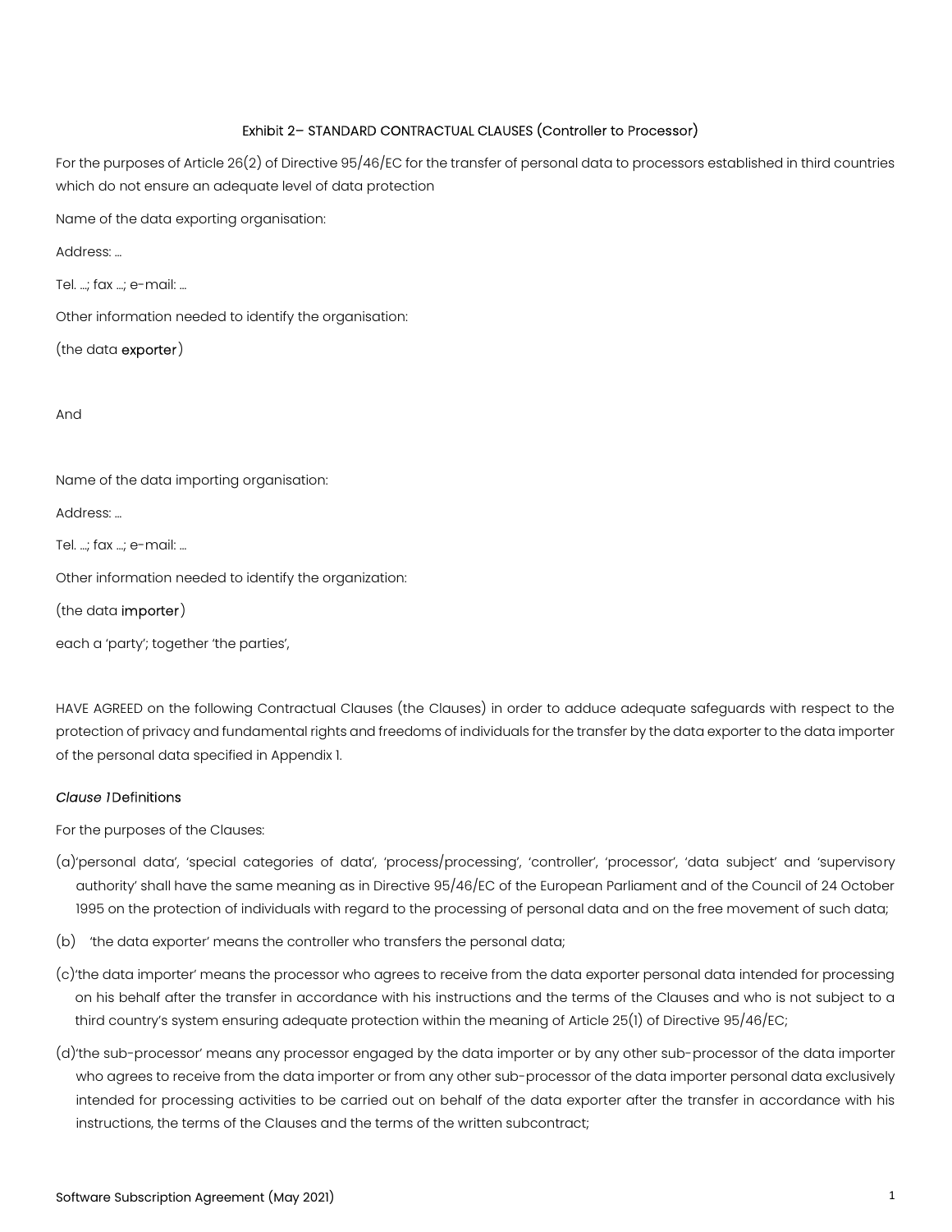## Exhibit 2– STANDARD CONTRACTUAL CLAUSES (Controller to Processor)

For the purposes of Article 26(2) of Directive 95/46/EC for the transfer of personal data to processors established in third countries which do not ensure an adequate level of data protection

Name of the data exporting organisation:

Address: …

Tel. …; fax …; e-mail: …

Other information needed to identify the organisation:

(the data **exporter**)

And

Name of the data importing organisation:

Address: …

Tel. …; fax …; e-mail: …

Other information needed to identify the organization:

(the data **importer**)

each a 'party'; together 'the parties',

HAVE AGREED on the following Contractual Clauses (the Clauses) in order to adduce adequate safeguards with respect to the protection of privacy and fundamental rights and freedoms of individuals for the transfer by the data exporter to the data importer of the personal data specified in Appendix 1.

### *Clause 1* Definitions

For the purposes of the Clauses:

(a) 'personal data', 'special categories of data', 'process/processing', 'controller', 'processor', 'data subject' and 'supervisory authority' shall have the same meaning as in Directive 95/46/EC of the European Parliament and of the Council of 24 October 1995 on the protection of individuals with regard to the processing of personal data and on the free movement of such data;

(b) 'the data exporter' means the controller who transfers the personal data;

(c) 'the data importer' means the processor who agrees to receive from the data exporter personal data intended for processing on his behalf after the transfer in accordance with his instructions and the terms of the Clauses and who is not subject to a third country's system ensuring adequate protection within the meaning of Article 25(1) of Directive 95/46/EC;

(d) 'the sub-processor' means any processor engaged by the data importer or by any other sub-processor of the data importer who agrees to receive from the data importer or from any other sub-processor of the data importer personal data exclusively intended for processing activities to be carried out on behalf of the data exporter after the transfer in accordance with his instructions, the terms of the Clauses and the terms of the written subcontract;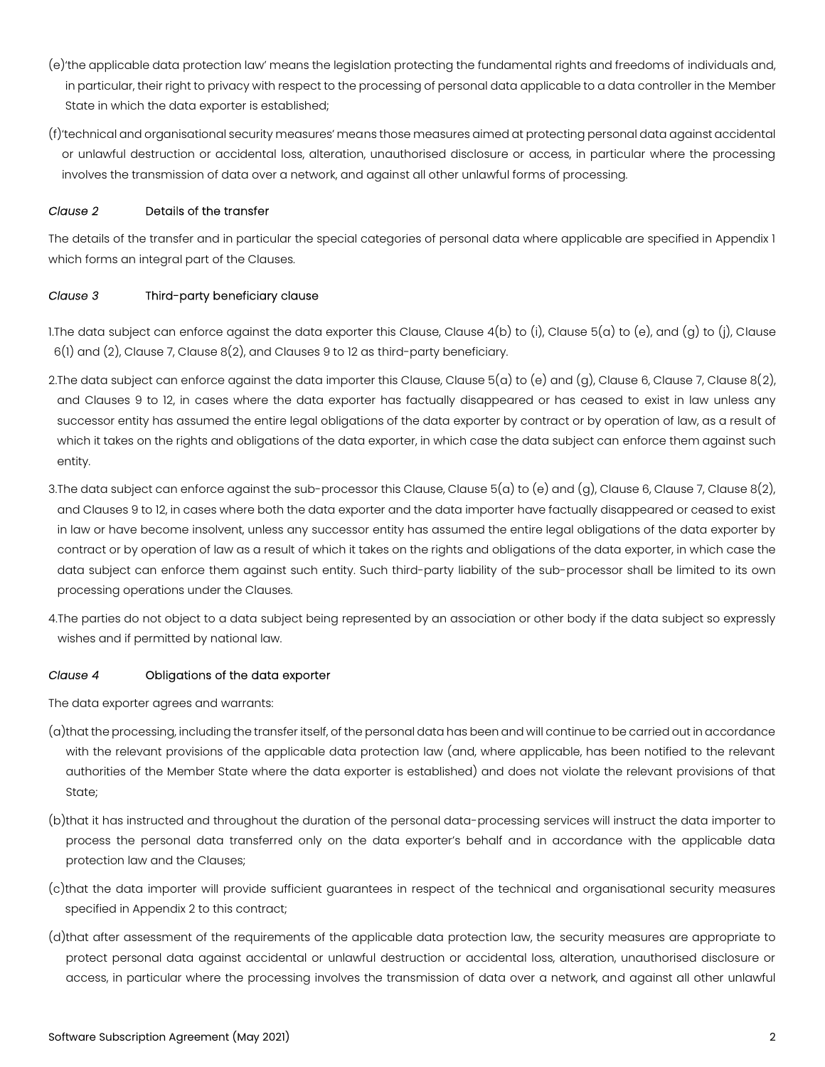(e) 'the applicable data protection law' means the legislation protecting the fundamental rights and freedoms of individuals and, in particular, their right to privacy with respect to the processing of personal data applicable to a data controller in the Member State in which the data exporter is established;

(f) 'technical and organisational security measures' means those measures aimed at protecting personal data against accidental or unlawful destruction or accidental loss, alteration, unauthorised disclosure or access, in particular where the processing involves the transmission of data over a network, and against all other unlawful forms of processing.

### *Clause 2* Details of the transfer

The details of the transfer and in particular the special categories of personal data where applicable are specified in Appendix 1 which forms an integral part of the Clauses.

### *Clause 3* Third-party beneficiary clause

1. The data subject can enforce against the data exporter this Clause, Clause 4(b) to (i), Clause 5(a) to (e), and (g) to (j), Clause 6(1) and (2), Clause 7, Clause 8(2), and Clauses 9 to 12 as third-party beneficiary.

2. The data subject can enforce against the data importer this Clause, Clause 5(a) to (e) and (g), Clause 6, Clause 7, Clause 8(2), and Clauses 9 to 12, in cases where the data exporter has factually disappeared or has ceased to exist in law unless any successor entity has assumed the entire legal obligations of the data exporter by contract or by operation of law, as a result of which it takes on the rights and obligations of the data exporter, in which case the data subject can enforce them against such entity.

3. The data subject can enforce against the sub-processor this Clause, Clause 5(a) to (e) and (g), Clause 6, Clause 7, Clause 8(2), and Clauses 9 to 12, in cases where both the data exporter and the data importer have factually disappeared or ceased to exist in law or have become insolvent, unless any successor entity has assumed the entire legal obligations of the data exporter by contract or by operation of law as a result of which it takes on the rights and obligations of the data exporter, in which case the data subject can enforce them against such entity. Such third-party liability of the sub-processor shall be limited to its own processing operations under the Clauses.

4. The parties do not object to a data subject being represented by an association or other body if the data subject so expressly wishes and if permitted by national law.

### *Clause 4* Obligations of the data exporter

The data exporter agrees and warrants:

(a) that the processing, including the transfer itself, of the personal data has been and will continue to be carried out in accordance with the relevant provisions of the applicable data protection law (and, where applicable, has been notified to the relevant authorities of the Member State where the data exporter is established) and does not violate the relevant provisions of that State;

(b) that it has instructed and throughout the duration of the personal data-processing services will instruct the data importer to process the personal data transferred only on the data exporter's behalf and in accordance with the applicable data protection law and the Clauses;

(c) that the data importer will provide sufficient guarantees in respect of the technical and organisational security measures specified in Appendix 2 to this contract;

(d) that after assessment of the requirements of the applicable data protection law, the security measures are appropriate to protect personal data against accidental or unlawful destruction or accidental loss, alteration, unauthorised disclosure or access, in particular where the processing involves the transmission of data over a network, and against all other unlawful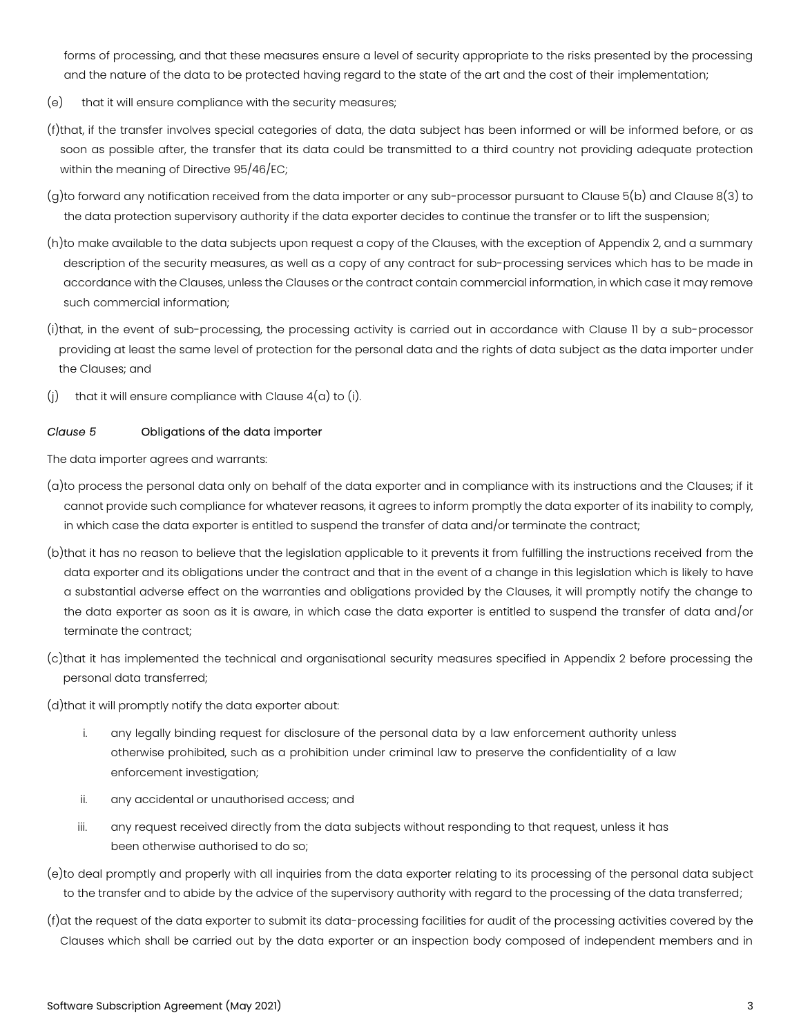forms of processing, and that these measures ensure a level of security appropriate to the risks presented by the processing and the nature of the data to be protected having regard to the state of the art and the cost of their implementation;

(e) that it will ensure compliance with the security measures;

(f) that, if the transfer involves special categories of data, the data subject has been informed or will be informed before, or as soon as possible after, the transfer that its data could be transmitted to a third country not providing adequate protection within the meaning of Directive 95/46/EC;

(g) to forward any notification received from the data importer or any sub-processor pursuant to Clause 5(b) and Clause 8(3) to the data protection supervisory authority if the data exporter decides to continue the transfer or to lift the suspension;

(h) to make available to the data subjects upon request a copy of the Clauses, with the exception of Appendix 2, and a summary description of the security measures, as well as a copy of any contract for sub-processing services which has to be made in accordance with the Clauses, unless the Clauses or the contract contain commercial information, in which case it may remove such commercial information;

(i) that, in the event of sub-processing, the processing activity is carried out in accordance with Clause 11 by a sub-processor providing at least the same level of protection for the personal data and the rights of data subject as the data importer under the Clauses; and

(j) that it will ensure compliance with Clause 4(a) to (i).

*Clause 5* Obligations of the data importer

The data importer agrees and warrants:

(a) to process the personal data only on behalf of the data exporter and in compliance with its instructions and the Clauses; if it cannot provide such compliance for whatever reasons, it agrees to inform promptly the data exporter of its inability to comply, in which case the data exporter is entitled to suspend the transfer of data and/or terminate the contract;

(b) that it has no reason to believe that the legislation applicable to it prevents it from fulfilling the instructions received from the data exporter and its obligations under the contract and that in the event of a change in this legislation which is likely to have a substantial adverse effect on the warranties and obligations provided by the Clauses, it will promptly notify the change to the data exporter as soon as it is aware, in which case the data exporter is entitled to suspend the transfer of data and/or terminate the contract;

(c) that it has implemented the technical and organisational security measures specified in Appendix 2 before processing the personal data transferred;

(d) that it will promptly notify the data exporter about:

i. any legally binding request for disclosure of the personal data by a law enforcement authority unless otherwise prohibited, such as a prohibition under criminal law to preserve the confidentiality of a law enforcement investigation;

ii. any accidental or unauthorised access; and

iii. any request received directly from the data subjects without responding to that request, unless it has been otherwise authorised to do so;

(e) to deal promptly and properly with all inquiries from the data exporter relating to its processing of the personal data subject to the transfer and to abide by the advice of the supervisory authority with regard to the processing of the data transferred;

(f) at the request of the data exporter to submit its data-processing facilities for audit of the processing activities covered by the Clauses which shall be carried out by the data exporter or an inspection body composed of independent members and in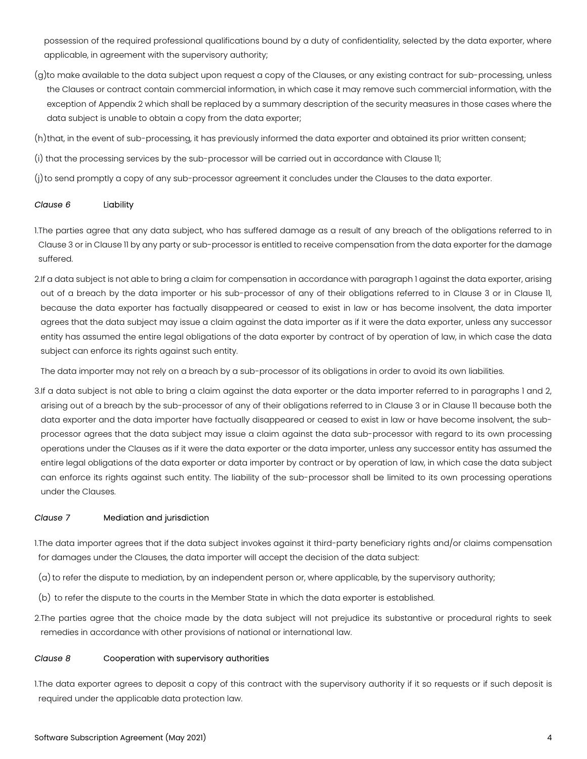possession of the required professional qualifications bound by a duty of confidentiality, selected by the data exporter, where applicable, in agreement with the supervisory authority;

(g) to make available to the data subject upon request a copy of the Clauses, or any existing contract for sub-processing, unless the Clauses or contract contain commercial information, in which case it may remove such commercial information, with the exception of Appendix 2 which shall be replaced by a summary description of the security measures in those cases where the data subject is unable to obtain a copy from the data exporter;

(h) that, in the event of sub-processing, it has previously informed the data exporter and obtained its prior written consent;

(i) that the processing services by the sub-processor will be carried out in accordance with Clause 11;

(j) to send promptly a copy of any sub-processor agreement it concludes under the Clauses to the data exporter.

*Clause 6* Liability

1. The parties agree that any data subject, who has suffered damage as a result of any breach of the obligations referred to in Clause 3 or in Clause 11 by any party or sub-processor is entitled to receive compensation from the data exporter for the damage suffered.

2. If a data subject is not able to bring a claim for compensation in accordance with paragraph 1 against the data exporter, arising out of a breach by the data importer or his sub-processor of any of their obligations referred to in Clause 3 or in Clause 11, because the data exporter has factually disappeared or ceased to exist in law or has become insolvent, the data importer agrees that the data subject may issue a claim against the data importer as if it were the data exporter, unless any successor entity has assumed the entire legal obligations of the data exporter by contract of by operation of law, in which case the data subject can enforce its rights against such entity.

   The data importer may not rely on a breach by a sub-processor of its obligations in order to avoid its own liabilities.

3. If a data subject is not able to bring a claim against the data exporter or the data importer referred to in paragraphs 1 and 2, arising out of a breach by the sub-processor of any of their obligations referred to in Clause 3 or in Clause 11 because both the data exporter and the data importer have factually disappeared or ceased to exist in law or have become insolvent, the sub-processor agrees that the data subject may issue a claim against the data sub-processor with regard to its own processing operations under the Clauses as if it were the data exporter or the data importer, unless any successor entity has assumed the entire legal obligations of the data exporter or data importer by contract or by operation of law, in which case the data subject can enforce its rights against such entity. The liability of the sub-processor shall be limited to its own processing operations under the Clauses.

*Clause 7* Mediation and jurisdiction

1. The data importer agrees that if the data subject invokes against it third-party beneficiary rights and/or claims compensation for damages under the Clauses, the data importer will accept the decision of the data subject:

   (a) to refer the dispute to mediation, by an independent person or, where applicable, by the supervisory authority;

   (b) to refer the dispute to the courts in the Member State in which the data exporter is established.

2. The parties agree that the choice made by the data subject will not prejudice its substantive or procedural rights to seek remedies in accordance with other provisions of national or international law.

*Clause 8* Cooperation with supervisory authorities

1. The data exporter agrees to deposit a copy of this contract with the supervisory authority if it so requests or if such deposit is required under the applicable data protection law.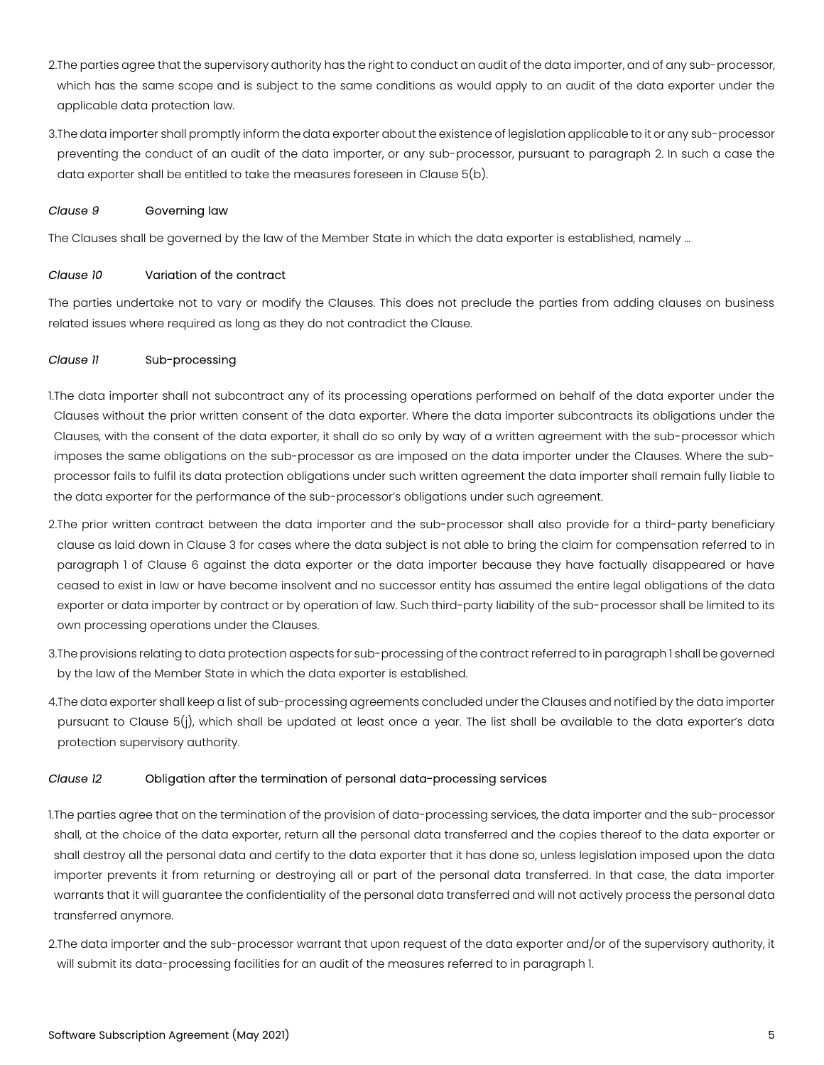2. The parties agree that the supervisory authority has the right to conduct an audit of the data importer, and of any sub-processor, which has the same scope and is subject to the same conditions as would apply to an audit of the data exporter under the applicable data protection law.

3. The data importer shall promptly inform the data exporter about the existence of legislation applicable to it or any sub-processor preventing the conduct of an audit of the data importer, or any sub-processor, pursuant to paragraph 2. In such a case the data exporter shall be entitled to take the measures foreseen in Clause 5(b).

### *Clause 9* Governing law

The Clauses shall be governed by the law of the Member State in which the data exporter is established, namely ...

### *Clause 10* Variation of the contract

The parties undertake not to vary or modify the Clauses. This does not preclude the parties from adding clauses on business related issues where required as long as they do not contradict the Clause.

### *Clause 11* Sub-processing

1. The data importer shall not subcontract any of its processing operations performed on behalf of the data exporter under the Clauses without the prior written consent of the data exporter. Where the data importer subcontracts its obligations under the Clauses, with the consent of the data exporter, it shall do so only by way of a written agreement with the sub-processor which imposes the same obligations on the sub-processor as are imposed on the data importer under the Clauses. Where the sub-processor fails to fulfil its data protection obligations under such written agreement the data importer shall remain fully liable to the data exporter for the performance of the sub-processor's obligations under such agreement.

2. The prior written contract between the data importer and the sub-processor shall also provide for a third-party beneficiary clause as laid down in Clause 3 for cases where the data subject is not able to bring the claim for compensation referred to in paragraph 1 of Clause 6 against the data exporter or the data importer because they have factually disappeared or have ceased to exist in law or have become insolvent and no successor entity has assumed the entire legal obligations of the data exporter or data importer by contract or by operation of law. Such third-party liability of the sub-processor shall be limited to its own processing operations under the Clauses.

3. The provisions relating to data protection aspects for sub-processing of the contract referred to in paragraph 1 shall be governed by the law of the Member State in which the data exporter is established.

4. The data exporter shall keep a list of sub-processing agreements concluded under the Clauses and notified by the data importer pursuant to Clause 5(j), which shall be updated at least once a year. The list shall be available to the data exporter's data protection supervisory authority.

### *Clause 12* Obligation after the termination of personal data-processing services

1. The parties agree that on the termination of the provision of data-processing services, the data importer and the sub-processor shall, at the choice of the data exporter, return all the personal data transferred and the copies thereof to the data exporter or shall destroy all the personal data and certify to the data exporter that it has done so, unless legislation imposed upon the data importer prevents it from returning or destroying all or part of the personal data transferred. In that case, the data importer warrants that it will guarantee the confidentiality of the personal data transferred and will not actively process the personal data transferred anymore.

2. The data importer and the sub-processor warrant that upon request of the data exporter and/or of the supervisory authority, it will submit its data-processing facilities for an audit of the measures referred to in paragraph 1.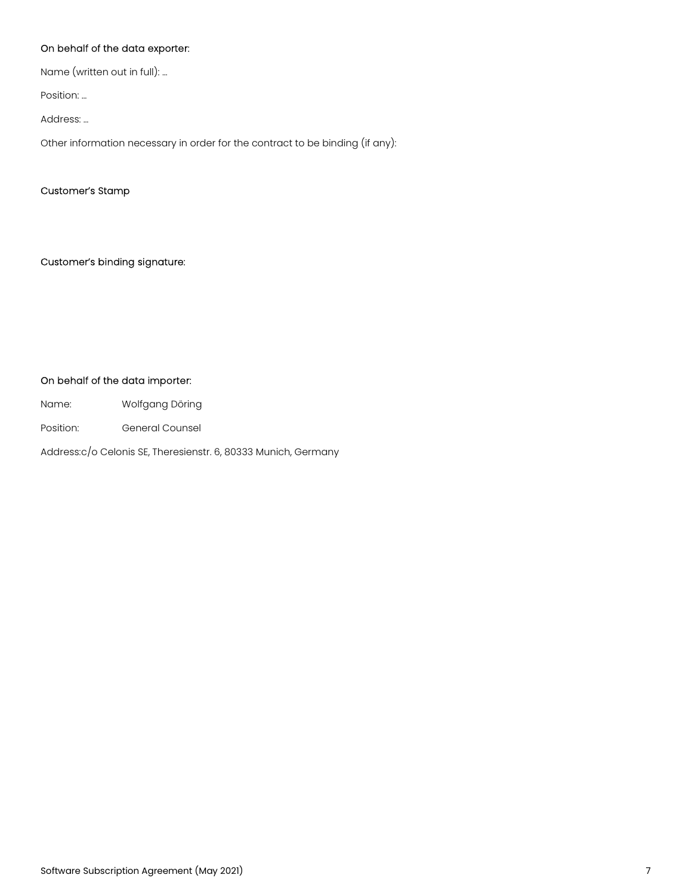On behalf of the data exporter:

Name (written out in full): …

Position: …

Address: …

Other information necessary in order for the contract to be binding (if any):

Customer's Stamp

Customer's binding signature:

On behalf of the data importer:

Name: Wolfgang Döring

Position: General Counsel

Address:c/o Celonis SE, Theresienstr. 6, 80333 Munich, Germany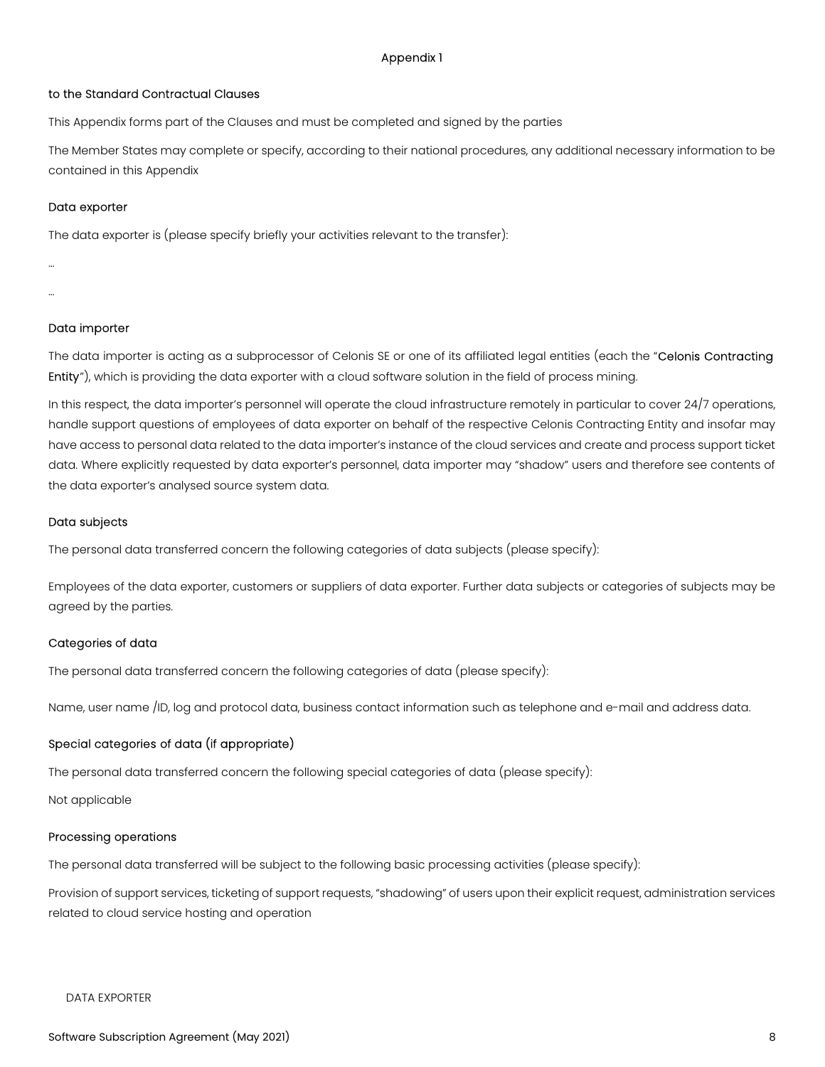# Appendix 1

## to the Standard Contractual Clauses

This Appendix forms part of the Clauses and must be completed and signed by the parties

The Member States may complete or specify, according to their national procedures, any additional necessary information to be contained in this Appendix

### Data exporter

The data exporter is (please specify briefly your activities relevant to the transfer):

...

...

### Data importer

The data importer is acting as a subprocessor of Celonis SE or one of its affiliated legal entities (each the "Celonis Contracting Entity"), which is providing the data exporter with a cloud software solution in the field of process mining.

In this respect, the data importer's personnel will operate the cloud infrastructure remotely in particular to cover 24/7 operations, handle support questions of employees of data exporter on behalf of the respective Celonis Contracting Entity and insofar may have access to personal data related to the data importer's instance of the cloud services and create and process support ticket data. Where explicitly requested by data exporter's personnel, data importer may "shadow" users and therefore see contents of the data exporter's analysed source system data.

### Data subjects

The personal data transferred concern the following categories of data subjects (please specify):

Employees of the data exporter, customers or suppliers of data exporter. Further data subjects or categories of subjects may be agreed by the parties.

### Categories of data

The personal data transferred concern the following categories of data (please specify):

Name, user name /ID, log and protocol data, business contact information such as telephone and e-mail and address data.

### Special categories of data (if appropriate)

The personal data transferred concern the following special categories of data (please specify):

Not applicable

### Processing operations

The personal data transferred will be subject to the following basic processing activities (please specify):

Provision of support services, ticketing of support requests, "shadowing" of users upon their explicit request, administration services related to cloud service hosting and operation

DATA EXPORTER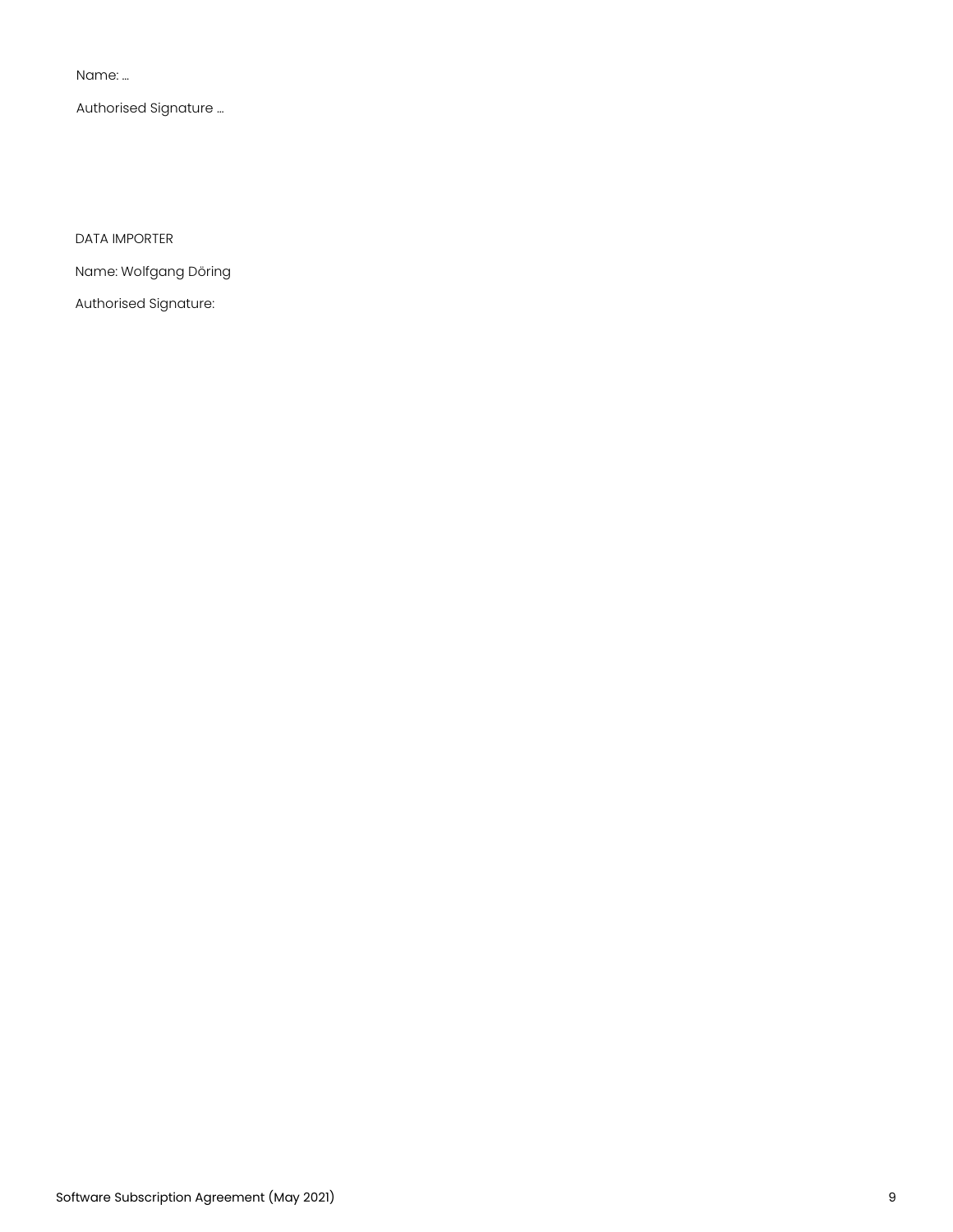Name: ...

Authorised Signature ...

DATA IMPORTER

Name: Wolfgang Döring

Authorised Signature: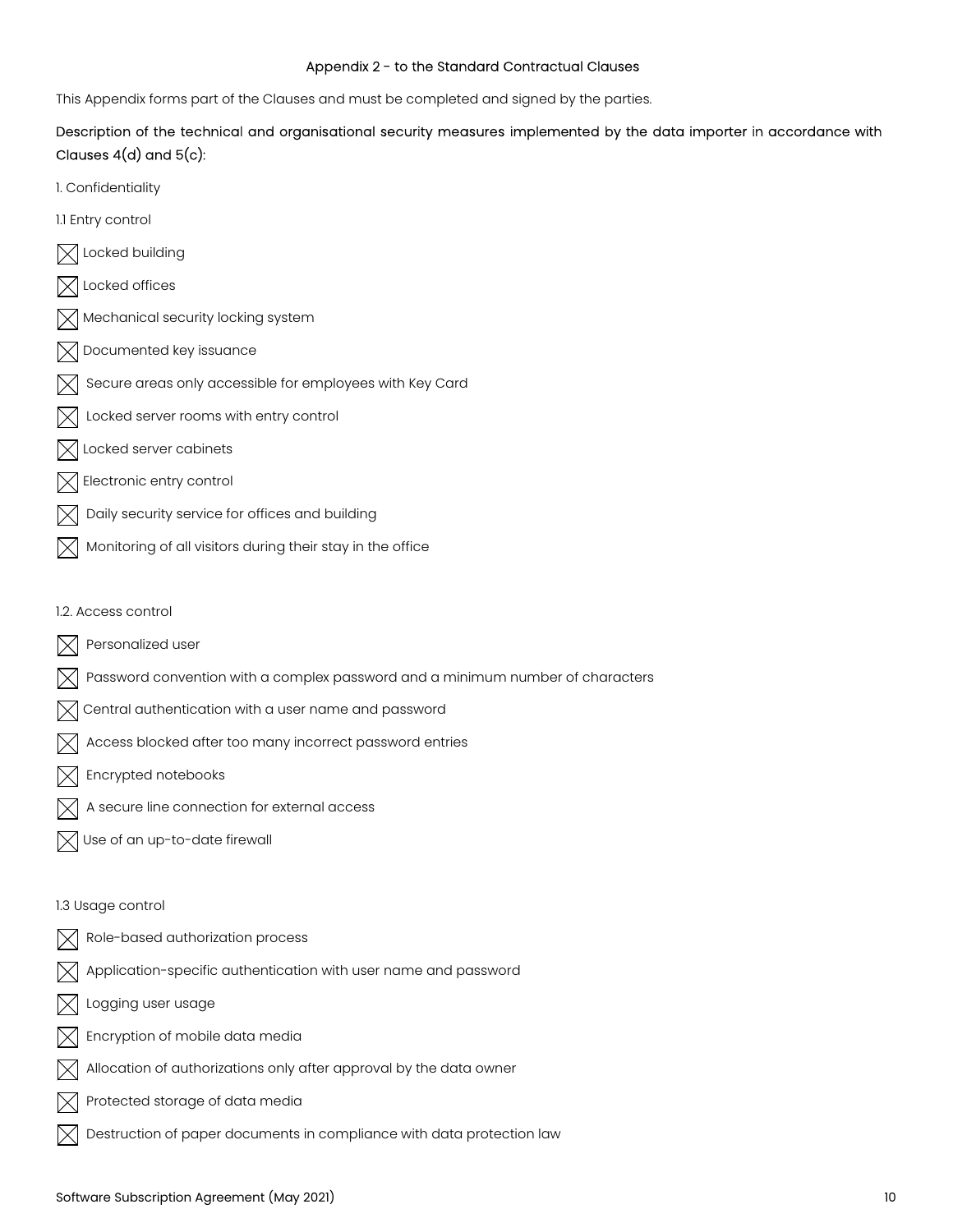Appendix 2 - to the Standard Contractual Clauses

This Appendix forms part of the Clauses and must be completed and signed by the parties.

Description of the technical and organisational security measures implemented by the data importer in accordance with Clauses 4(d) and 5(c):

1. Confidentiality

1.1 Entry control

☒ Locked building

☒ Locked offices

☒ Mechanical security locking system

☒ Documented key issuance

☒ Secure areas only accessible for employees with Key Card

☒ Locked server rooms with entry control

☒ Locked server cabinets

☒ Electronic entry control

☒ Daily security service for offices and building

☒ Monitoring of all visitors during their stay in the office

1.2. Access control

☒ Personalized user

☒ Password convention with a complex password and a minimum number of characters

☒ Central authentication with a user name and password

☒ Access blocked after too many incorrect password entries

☒ Encrypted notebooks

☒ A secure line connection for external access

☒ Use of an up-to-date firewall

1.3 Usage control

☒ Role-based authorization process

☒ Application-specific authentication with user name and password

☒ Logging user usage

☒ Encryption of mobile data media

☒ Allocation of authorizations only after approval by the data owner

☒ Protected storage of data media

☒ Destruction of paper documents in compliance with data protection law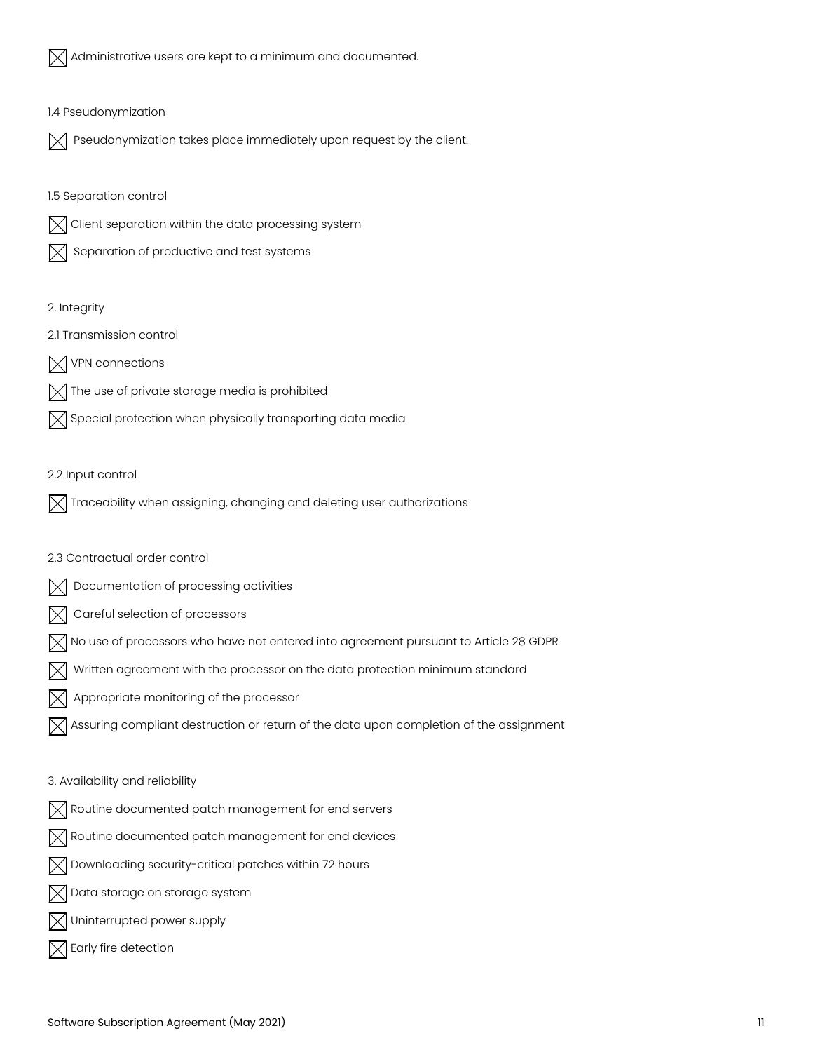- [x] Administrative users are kept to a minimum and documented.

1.4 Pseudonymization

- [x] Pseudonymization takes place immediately upon request by the client.

1.5 Separation control

- [x] Client separation within the data processing system
- [x] Separation of productive and test systems

2. Integrity

2.1 Transmission control

- [x] VPN connections
- [x] The use of private storage media is prohibited
- [x] Special protection when physically transporting data media

2.2 Input control

- [x] Traceability when assigning, changing and deleting user authorizations

2.3 Contractual order control

- [x] Documentation of processing activities
- [x] Careful selection of processors
- [x] No use of processors who have not entered into agreement pursuant to Article 28 GDPR
- [x] Written agreement with the processor on the data protection minimum standard
- [x] Appropriate monitoring of the processor
- [x] Assuring compliant destruction or return of the data upon completion of the assignment

3. Availability and reliability

- [x] Routine documented patch management for end servers
- [x] Routine documented patch management for end devices
- [x] Downloading security-critical patches within 72 hours
- [x] Data storage on storage system
- [x] Uninterrupted power supply
- [x] Early fire detection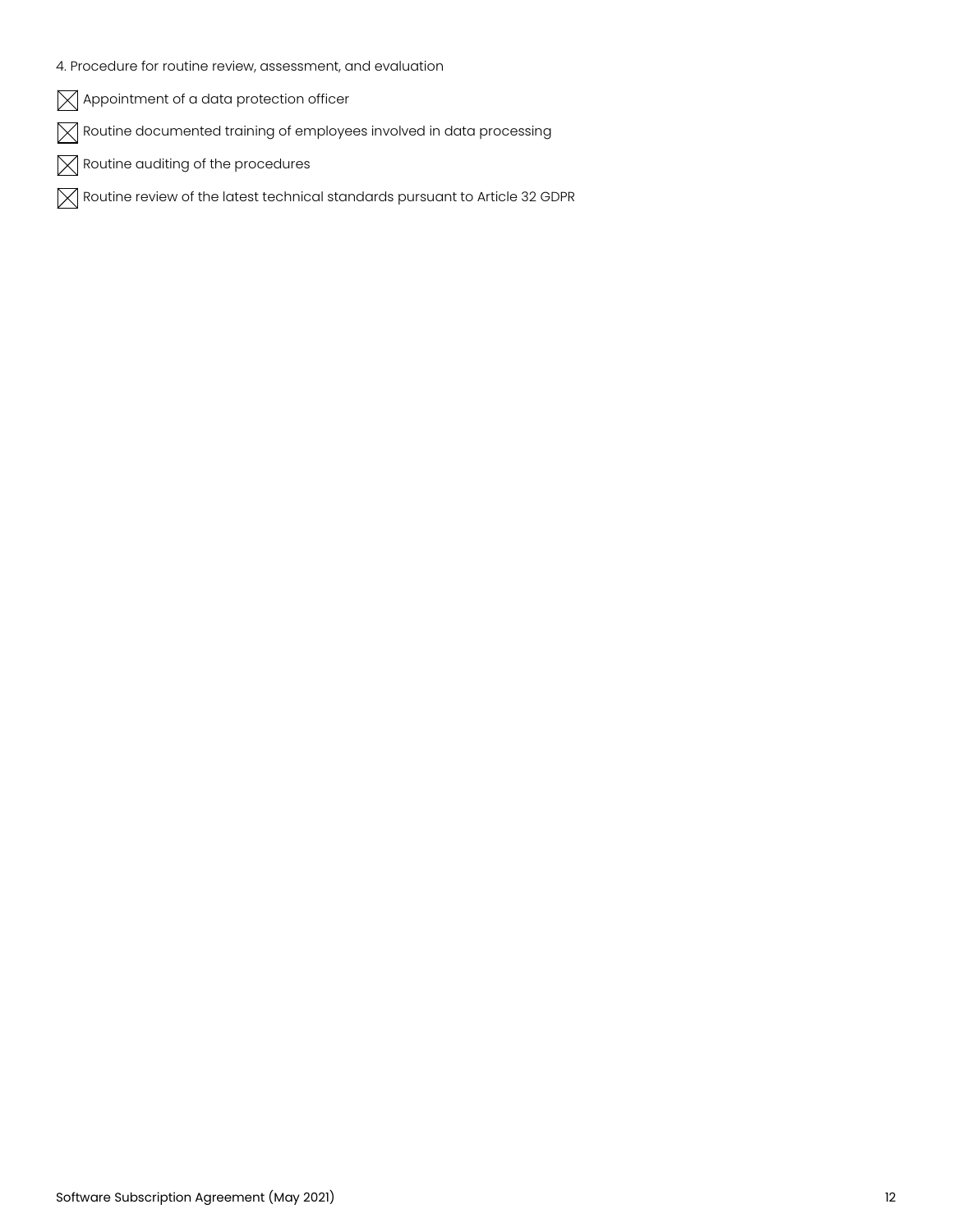4. Procedure for routine review, assessment, and evaluation

☒ Appointment of a data protection officer

☒ Routine documented training of employees involved in data processing

☒ Routine auditing of the procedures

☒ Routine review of the latest technical standards pursuant to Article 32 GDPR